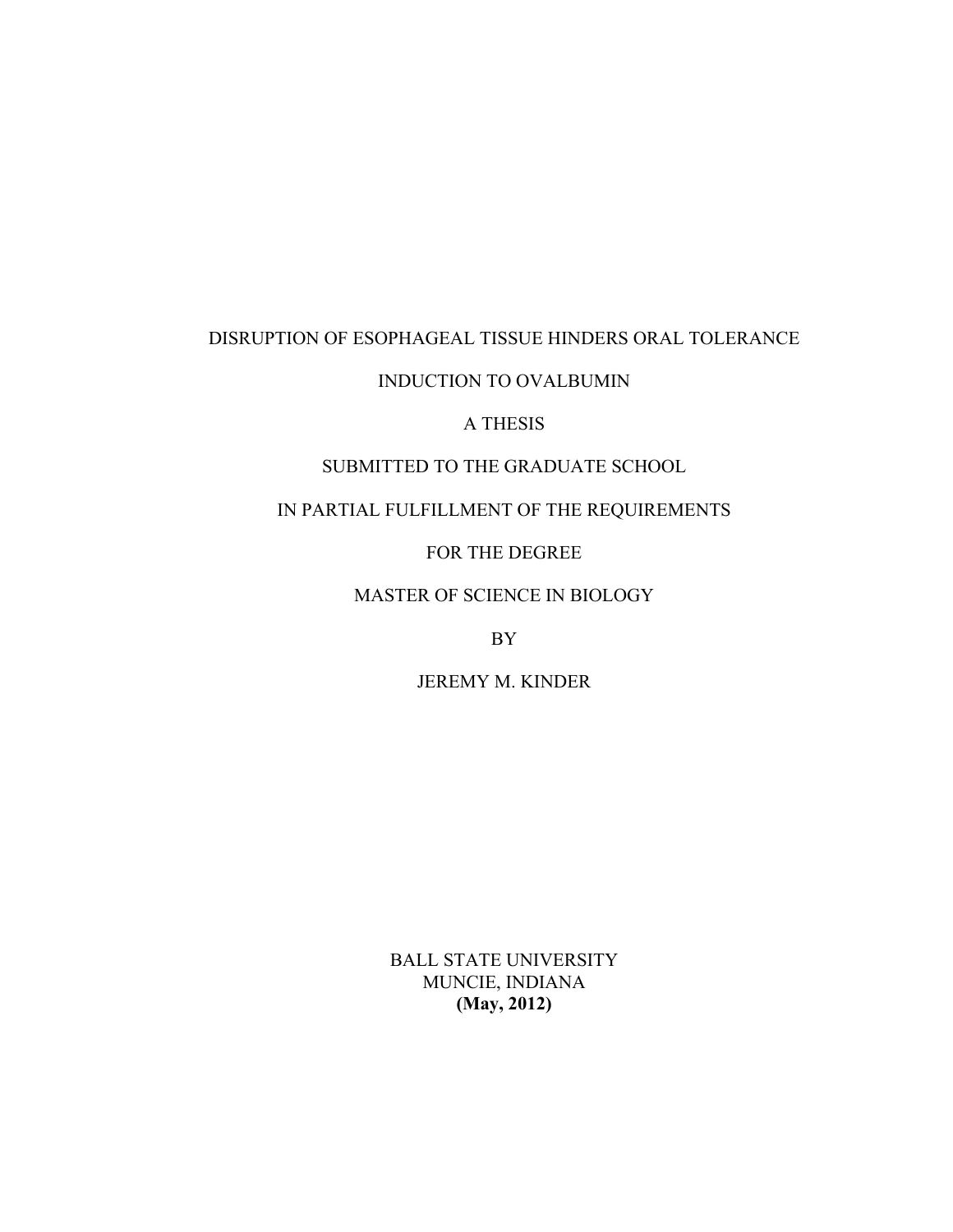# DISRUPTION OF ESOPHAGEAL TISSUE HINDERS ORAL TOLERANCE INDUCTION TO OVALBUMIN

A THESIS

SUBMITTED TO THE GRADUATE SCHOOL

IN PARTIAL FULFILLMENT OF THE REQUIREMENTS

FOR THE DEGREE

MASTER OF SCIENCE IN BIOLOGY

BY

JEREMY M. KINDER

BALL STATE UNIVERSITY
MUNCIE, INDIANA
**(May, 2012)**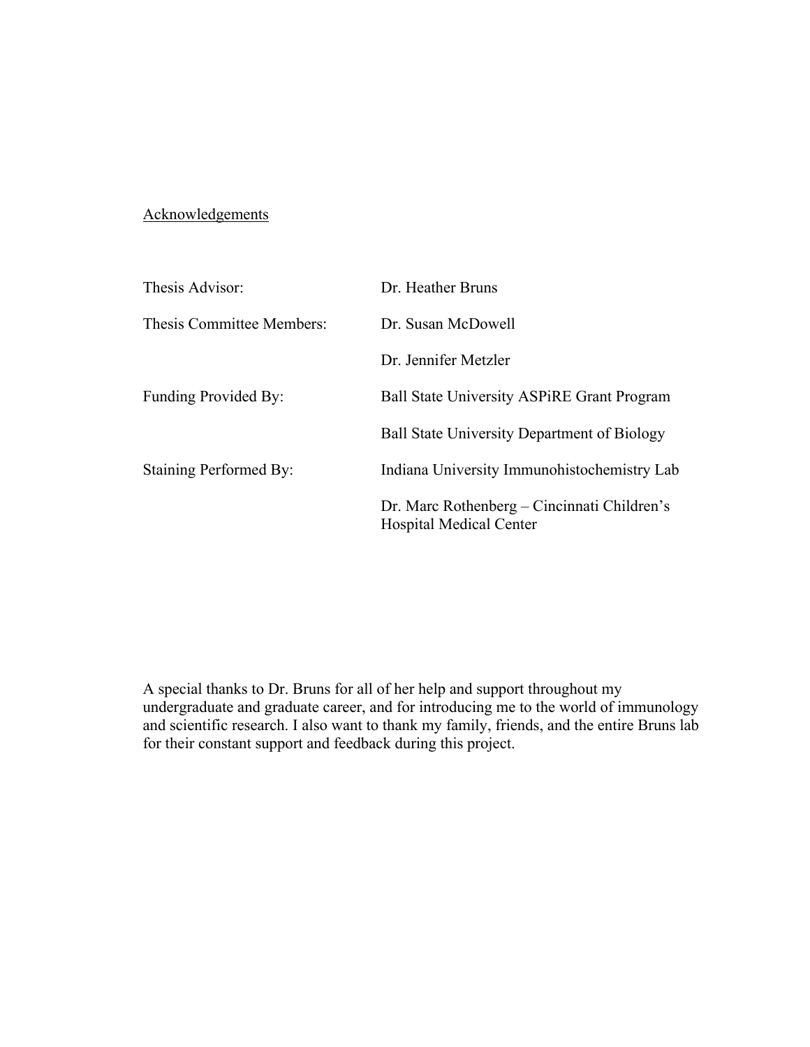## Acknowledgements

| | |
|---|---|
| Thesis Advisor: | Dr. Heather Bruns |
| Thesis Committee Members: | Dr. Susan McDowell |
| | Dr. Jennifer Metzler |
| Funding Provided By: | Ball State University ASPiRE Grant Program |
| | Ball State University Department of Biology |
| Staining Performed By: | Indiana University Immunohistochemistry Lab |
| | Dr. Marc Rothenberg – Cincinnati Children's Hospital Medical Center |

A special thanks to Dr. Bruns for all of her help and support throughout my undergraduate and graduate career, and for introducing me to the world of immunology and scientific research. I also want to thank my family, friends, and the entire Bruns lab for their constant support and feedback during this project.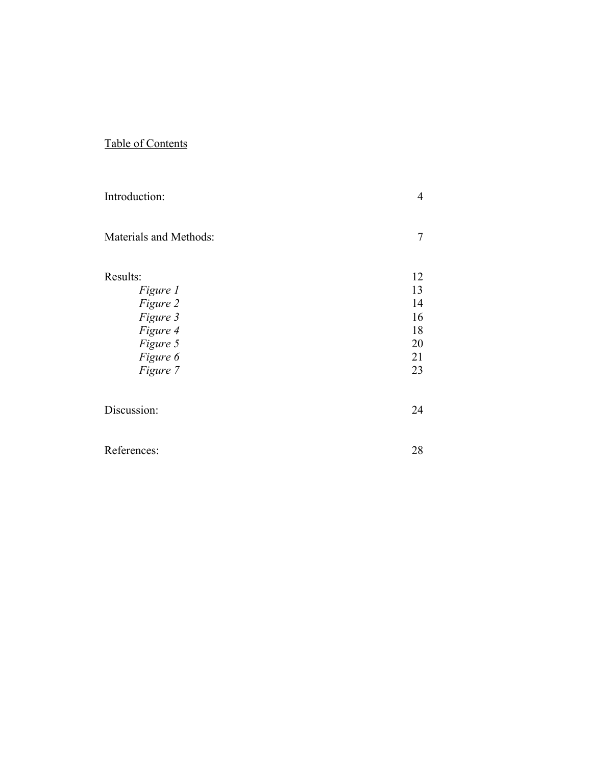<u>Table of Contents</u>

| | |
|---|---|
| Introduction: | 4 |
| Materials and Methods: | 7 |
| Results: | 12 |
| *Figure 1* | 13 |
| *Figure 2* | 14 |
| *Figure 3* | 16 |
| *Figure 4* | 18 |
| *Figure 5* | 20 |
| *Figure 6* | 21 |
| *Figure 7* | 23 |
| Discussion: | 24 |
| References: | 28 |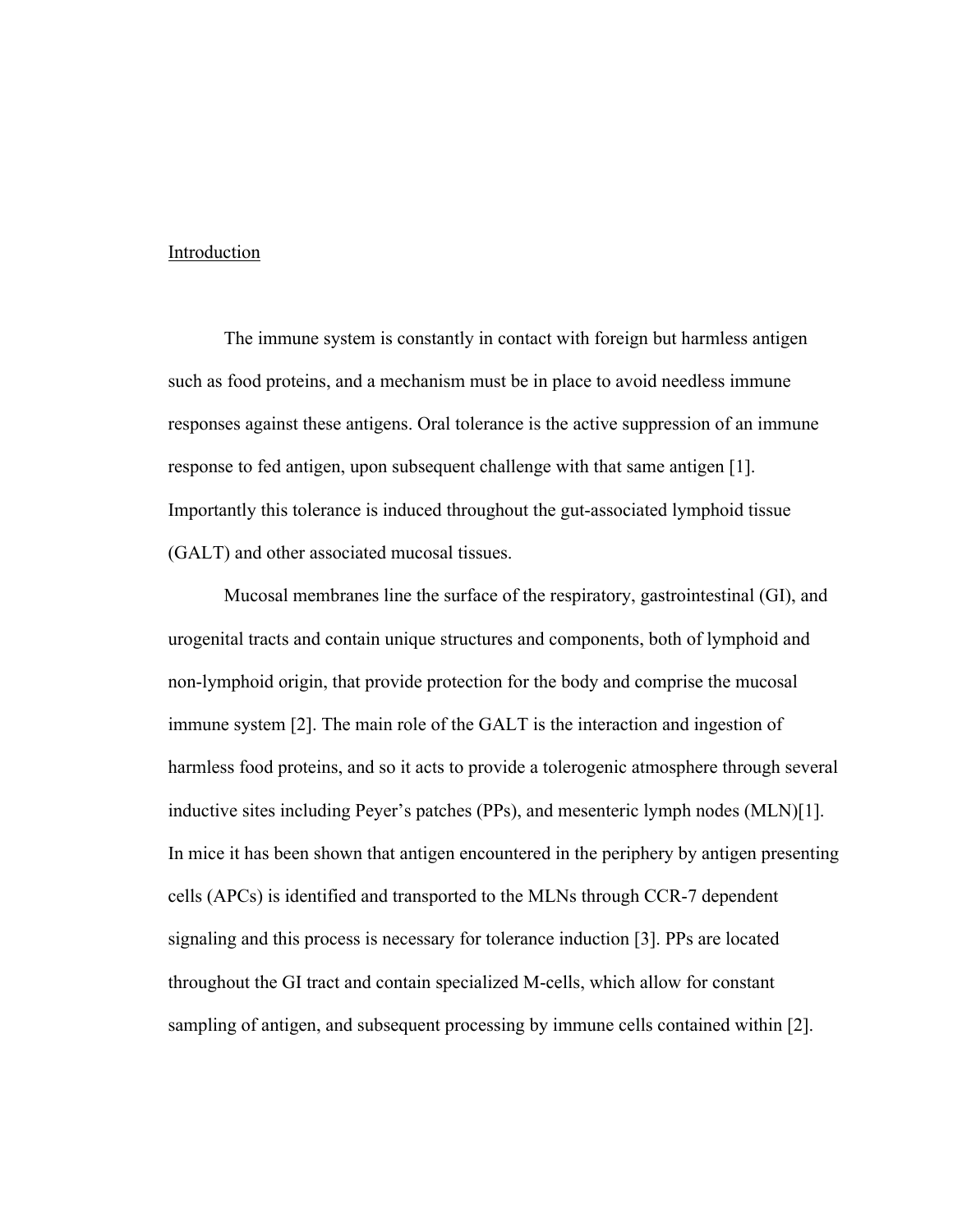## Introduction

The immune system is constantly in contact with foreign but harmless antigen such as food proteins, and a mechanism must be in place to avoid needless immune responses against these antigens. Oral tolerance is the active suppression of an immune response to fed antigen, upon subsequent challenge with that same antigen [1]. Importantly this tolerance is induced throughout the gut-associated lymphoid tissue (GALT) and other associated mucosal tissues.

Mucosal membranes line the surface of the respiratory, gastrointestinal (GI), and urogenital tracts and contain unique structures and components, both of lymphoid and non-lymphoid origin, that provide protection for the body and comprise the mucosal immune system [2]. The main role of the GALT is the interaction and ingestion of harmless food proteins, and so it acts to provide a tolerogenic atmosphere through several inductive sites including Peyer's patches (PPs), and mesenteric lymph nodes (MLN)[1]. In mice it has been shown that antigen encountered in the periphery by antigen presenting cells (APCs) is identified and transported to the MLNs through CCR-7 dependent signaling and this process is necessary for tolerance induction [3]. PPs are located throughout the GI tract and contain specialized M-cells, which allow for constant sampling of antigen, and subsequent processing by immune cells contained within [2].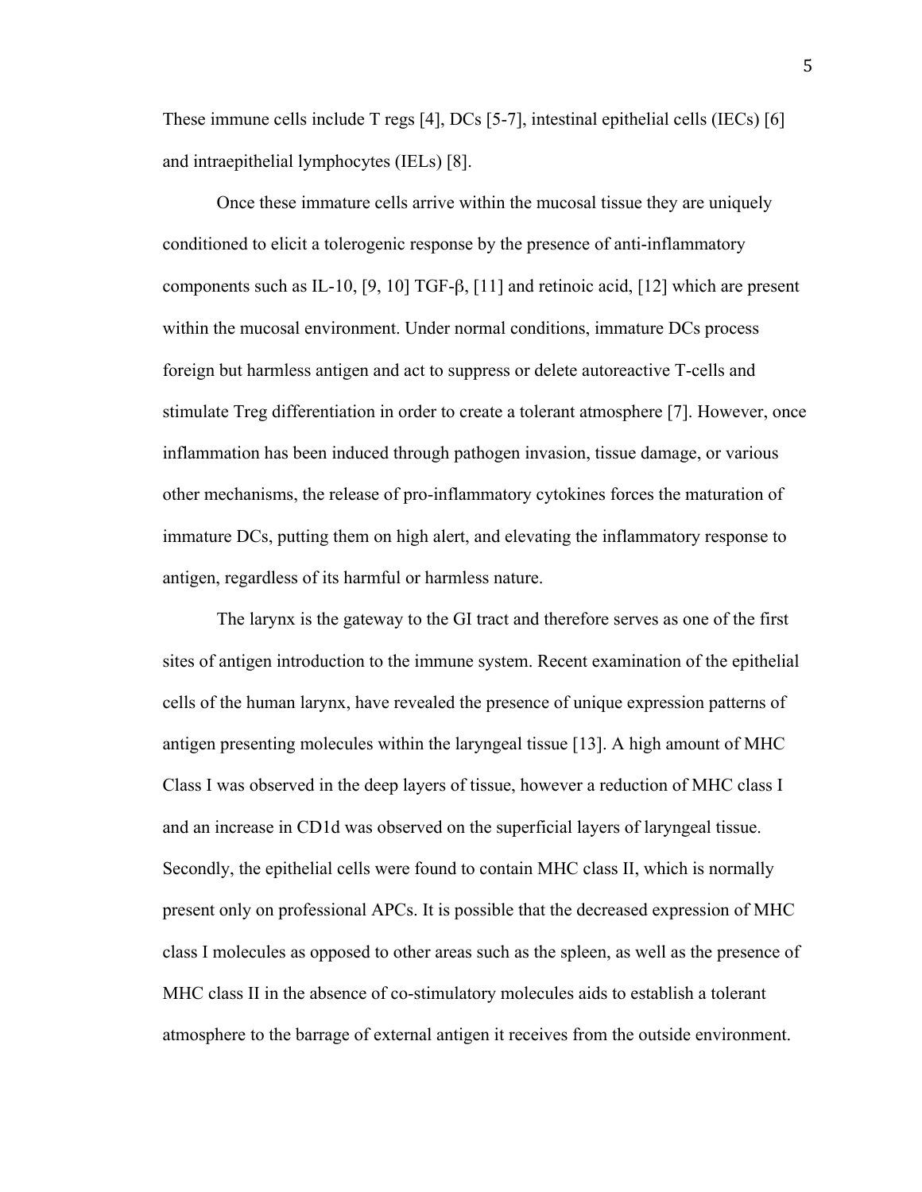These immune cells include T regs [4], DCs [5-7], intestinal epithelial cells (IECs) [6] and intraepithelial lymphocytes (IELs) [8].

Once these immature cells arrive within the mucosal tissue they are uniquely conditioned to elicit a tolerogenic response by the presence of anti-inflammatory components such as IL-10, [9, 10] TGF-β, [11] and retinoic acid, [12] which are present within the mucosal environment. Under normal conditions, immature DCs process foreign but harmless antigen and act to suppress or delete autoreactive T-cells and stimulate Treg differentiation in order to create a tolerant atmosphere [7]. However, once inflammation has been induced through pathogen invasion, tissue damage, or various other mechanisms, the release of pro-inflammatory cytokines forces the maturation of immature DCs, putting them on high alert, and elevating the inflammatory response to antigen, regardless of its harmful or harmless nature.

The larynx is the gateway to the GI tract and therefore serves as one of the first sites of antigen introduction to the immune system. Recent examination of the epithelial cells of the human larynx, have revealed the presence of unique expression patterns of antigen presenting molecules within the laryngeal tissue [13]. A high amount of MHC Class I was observed in the deep layers of tissue, however a reduction of MHC class I and an increase in CD1d was observed on the superficial layers of laryngeal tissue. Secondly, the epithelial cells were found to contain MHC class II, which is normally present only on professional APCs. It is possible that the decreased expression of MHC class I molecules as opposed to other areas such as the spleen, as well as the presence of MHC class II in the absence of co-stimulatory molecules aids to establish a tolerant atmosphere to the barrage of external antigen it receives from the outside environment.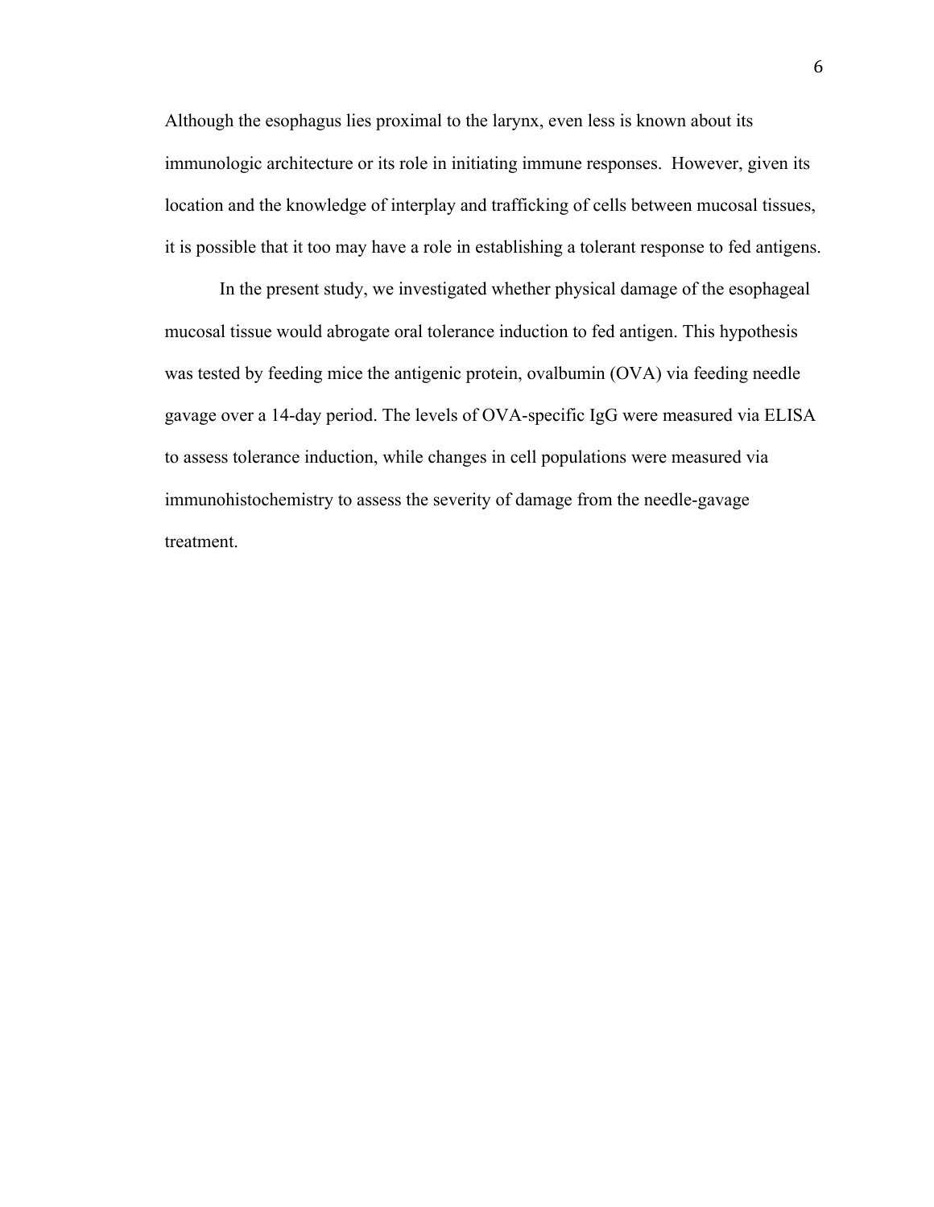Although the esophagus lies proximal to the larynx, even less is known about its immunologic architecture or its role in initiating immune responses.  However, given its location and the knowledge of interplay and trafficking of cells between mucosal tissues, it is possible that it too may have a role in establishing a tolerant response to fed antigens.

In the present study, we investigated whether physical damage of the esophageal mucosal tissue would abrogate oral tolerance induction to fed antigen. This hypothesis was tested by feeding mice the antigenic protein, ovalbumin (OVA) via feeding needle gavage over a 14-day period. The levels of OVA-specific IgG were measured via ELISA to assess tolerance induction, while changes in cell populations were measured via immunohistochemistry to assess the severity of damage from the needle-gavage treatment.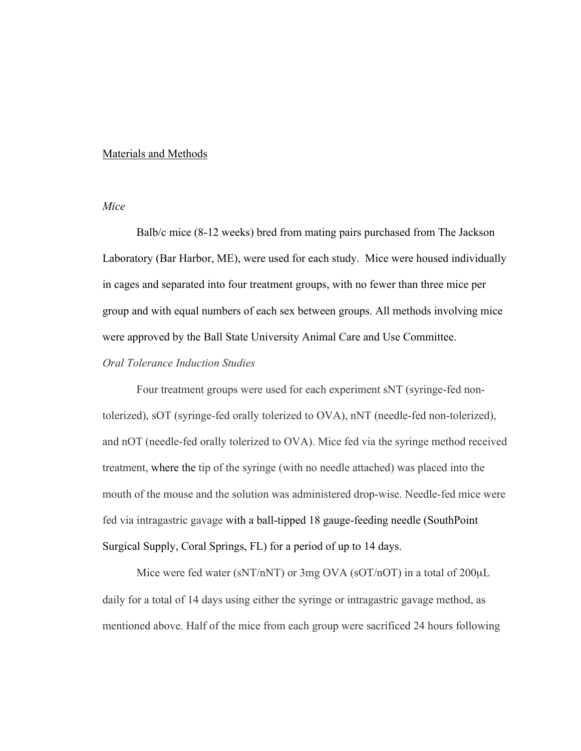## Materials and Methods

### *Mice*

Balb/c mice (8-12 weeks) bred from mating pairs purchased from The Jackson Laboratory (Bar Harbor, ME), were used for each study. Mice were housed individually in cages and separated into four treatment groups, with no fewer than three mice per group and with equal numbers of each sex between groups. All methods involving mice were approved by the Ball State University Animal Care and Use Committee.

### *Oral Tolerance Induction Studies*

Four treatment groups were used for each experiment sNT (syringe-fed non-tolerized), sOT (syringe-fed orally tolerized to OVA), nNT (needle-fed non-tolerized), and nOT (needle-fed orally tolerized to OVA). Mice fed via the syringe method received treatment, where the tip of the syringe (with no needle attached) was placed into the mouth of the mouse and the solution was administered drop-wise. Needle-fed mice were fed via intragastric gavage with a ball-tipped 18 gauge-feeding needle (SouthPoint Surgical Supply, Coral Springs, FL) for a period of up to 14 days.

Mice were fed water (sNT/nNT) or 3mg OVA (sOT/nOT) in a total of 200μL daily for a total of 14 days using either the syringe or intragastric gavage method, as mentioned above. Half of the mice from each group were sacrificed 24 hours following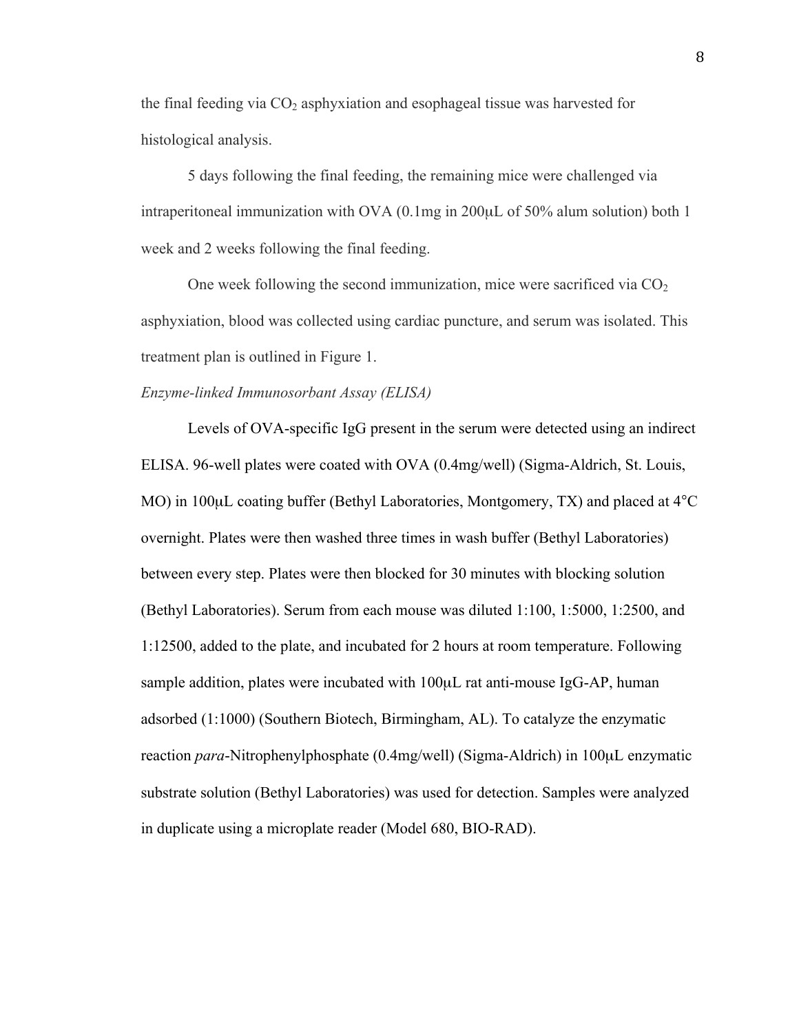the final feeding via $CO_2$ asphyxiation and esophageal tissue was harvested for histological analysis.

5 days following the final feeding, the remaining mice were challenged via intraperitoneal immunization with OVA (0.1mg in 200μL of 50% alum solution) both 1 week and 2 weeks following the final feeding.

One week following the second immunization, mice were sacrificed via $CO_2$ asphyxiation, blood was collected using cardiac puncture, and serum was isolated. This treatment plan is outlined in Figure 1.

*Enzyme-linked Immunosorbant Assay (ELISA)*

Levels of OVA-specific IgG present in the serum were detected using an indirect ELISA. 96-well plates were coated with OVA (0.4mg/well) (Sigma-Aldrich, St. Louis, MO) in 100μL coating buffer (Bethyl Laboratories, Montgomery, TX) and placed at 4°C overnight. Plates were then washed three times in wash buffer (Bethyl Laboratories) between every step. Plates were then blocked for 30 minutes with blocking solution (Bethyl Laboratories). Serum from each mouse was diluted 1:100, 1:5000, 1:2500, and 1:12500, added to the plate, and incubated for 2 hours at room temperature. Following sample addition, plates were incubated with 100μL rat anti-mouse IgG-AP, human adsorbed (1:1000) (Southern Biotech, Birmingham, AL). To catalyze the enzymatic reaction *para*-Nitrophenylphosphate (0.4mg/well) (Sigma-Aldrich) in 100μL enzymatic substrate solution (Bethyl Laboratories) was used for detection. Samples were analyzed in duplicate using a microplate reader (Model 680, BIO-RAD).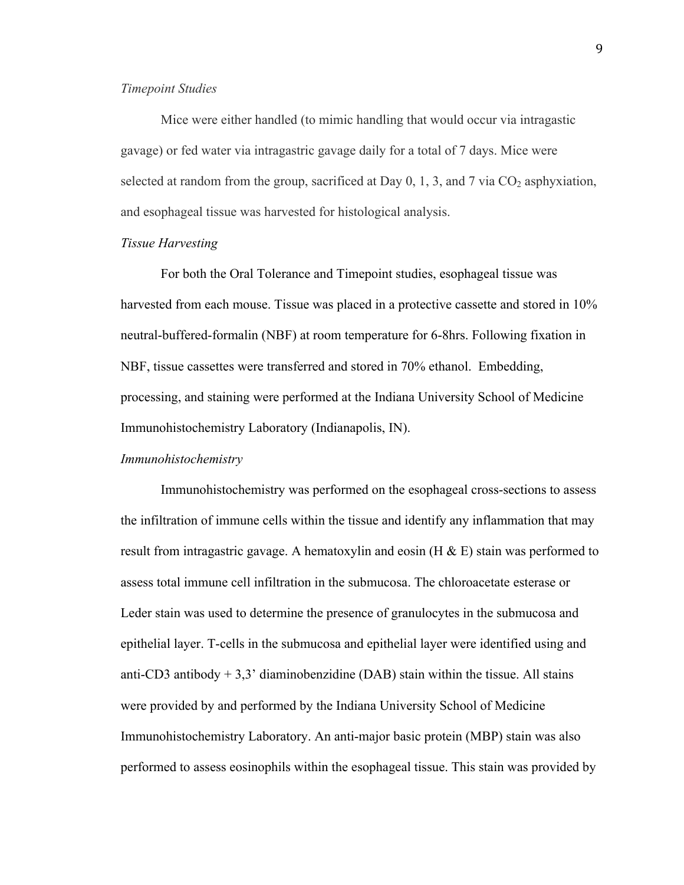*Timepoint Studies*

Mice were either handled (to mimic handling that would occur via intragastric gavage) or fed water via intragastric gavage daily for a total of 7 days. Mice were selected at random from the group, sacrificed at Day 0, 1, 3, and 7 via $CO_2$ asphyxiation, and esophageal tissue was harvested for histological analysis.

*Tissue Harvesting*

For both the Oral Tolerance and Timepoint studies, esophageal tissue was harvested from each mouse. Tissue was placed in a protective cassette and stored in 10% neutral-buffered-formalin (NBF) at room temperature for 6-8hrs. Following fixation in NBF, tissue cassettes were transferred and stored in 70% ethanol. Embedding, processing, and staining were performed at the Indiana University School of Medicine Immunohistochemistry Laboratory (Indianapolis, IN).

*Immunohistochemistry*

Immunohistochemistry was performed on the esophageal cross-sections to assess the infiltration of immune cells within the tissue and identify any inflammation that may result from intragastric gavage. A hematoxylin and eosin (H & E) stain was performed to assess total immune cell infiltration in the submucosa. The chloroacetate esterase or Leder stain was used to determine the presence of granulocytes in the submucosa and epithelial layer. T-cells in the submucosa and epithelial layer were identified using and anti-CD3 antibody + 3,3' diaminobenzidine (DAB) stain within the tissue. All stains were provided by and performed by the Indiana University School of Medicine Immunohistochemistry Laboratory. An anti-major basic protein (MBP) stain was also performed to assess eosinophils within the esophageal tissue. This stain was provided by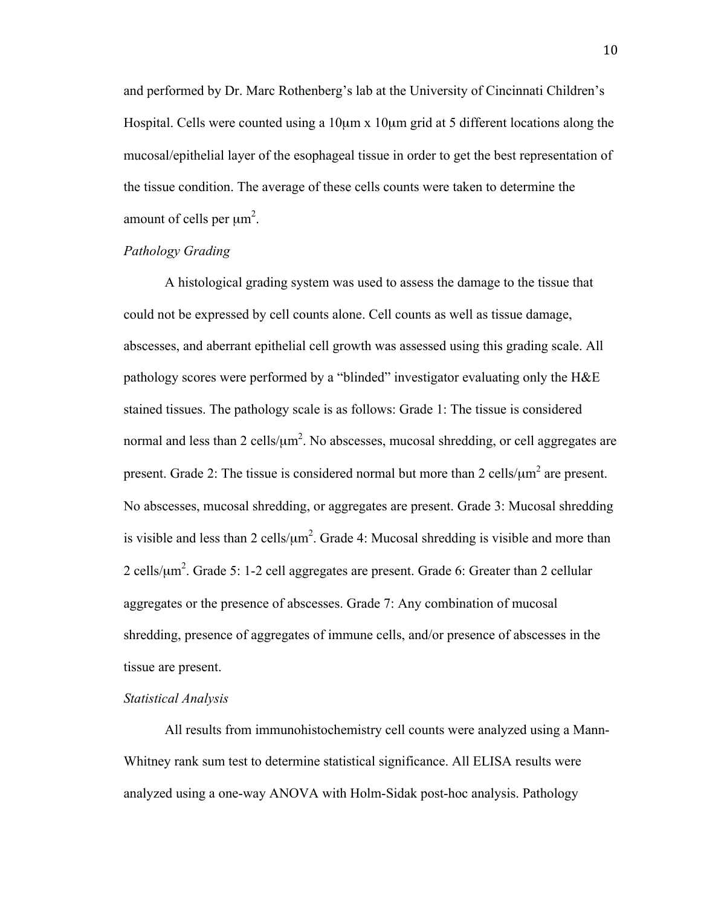and performed by Dr. Marc Rothenberg's lab at the University of Cincinnati Children's Hospital. Cells were counted using a 10μm x 10μm grid at 5 different locations along the mucosal/epithelial layer of the esophageal tissue in order to get the best representation of the tissue condition. The average of these cells counts were taken to determine the amount of cells per $\mu m^2$.

*Pathology Grading*

A histological grading system was used to assess the damage to the tissue that could not be expressed by cell counts alone. Cell counts as well as tissue damage, abscesses, and aberrant epithelial cell growth was assessed using this grading scale. All pathology scores were performed by a "blinded" investigator evaluating only the H&E stained tissues. The pathology scale is as follows: Grade 1: The tissue is considered normal and less than 2 cells/$\mu m^2$. No abscesses, mucosal shredding, or cell aggregates are present. Grade 2: The tissue is considered normal but more than 2 cells/$\mu m^2$ are present. No abscesses, mucosal shredding, or aggregates are present. Grade 3: Mucosal shredding is visible and less than 2 cells/$\mu m^2$. Grade 4: Mucosal shredding is visible and more than 2 cells/$\mu m^2$. Grade 5: 1-2 cell aggregates are present. Grade 6: Greater than 2 cellular aggregates or the presence of abscesses. Grade 7: Any combination of mucosal shredding, presence of aggregates of immune cells, and/or presence of abscesses in the tissue are present.

*Statistical Analysis*

All results from immunohistochemistry cell counts were analyzed using a Mann-Whitney rank sum test to determine statistical significance. All ELISA results were analyzed using a one-way ANOVA with Holm-Sidak post-hoc analysis. Pathology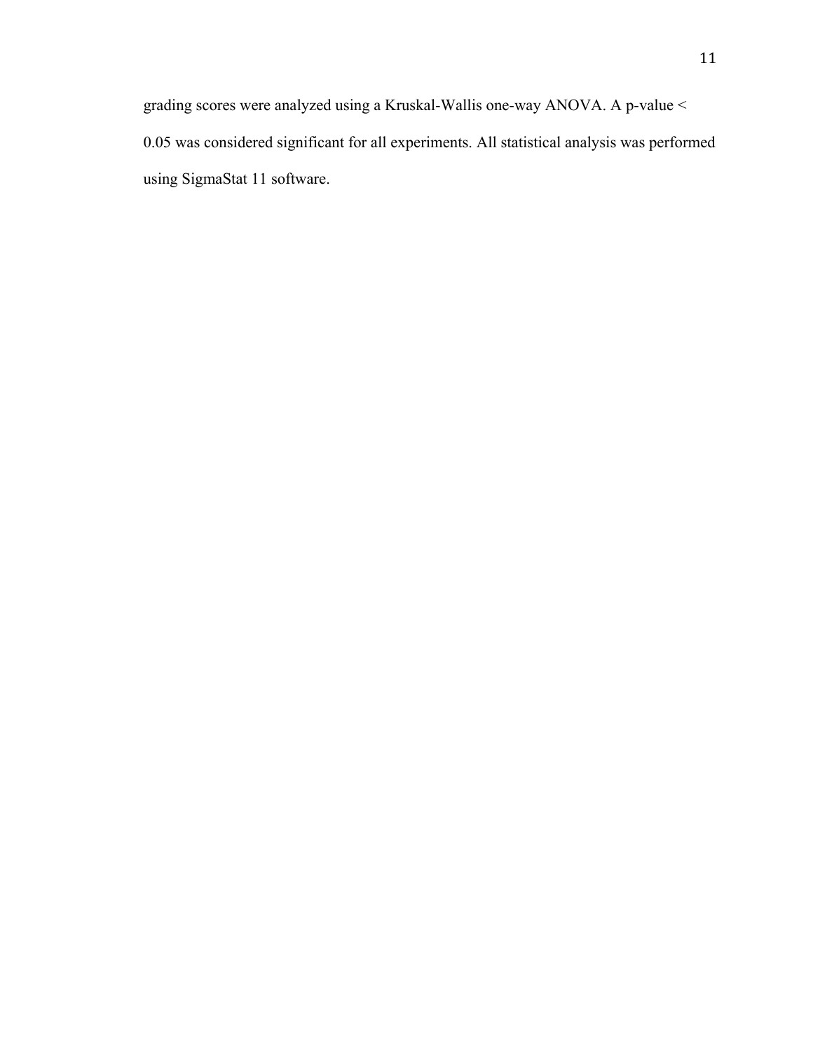grading scores were analyzed using a Kruskal-Wallis one-way ANOVA. A p-value < 0.05 was considered significant for all experiments. All statistical analysis was performed using SigmaStat 11 software.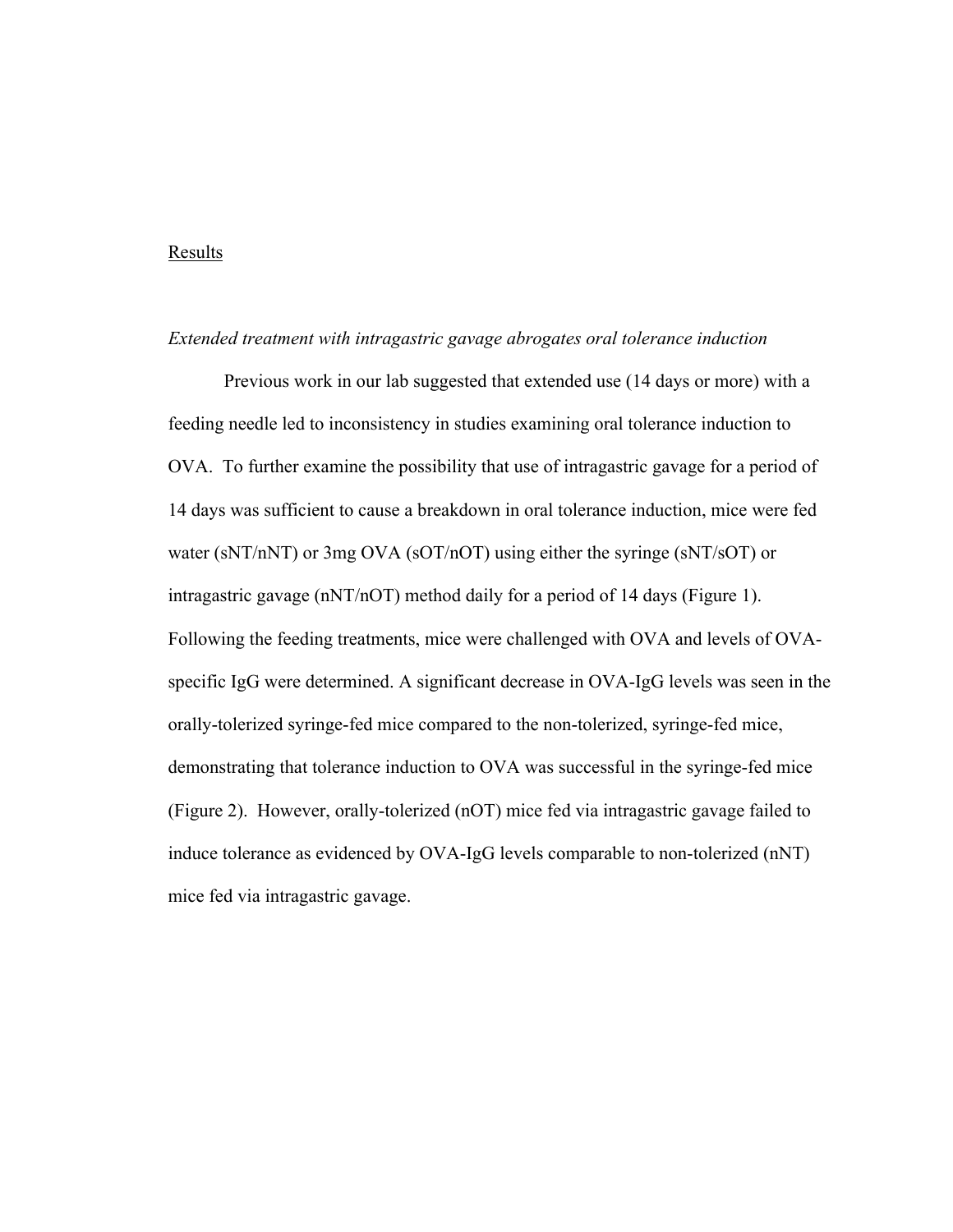## Results

### *Extended treatment with intragastric gavage abrogates oral tolerance induction*

Previous work in our lab suggested that extended use (14 days or more) with a feeding needle led to inconsistency in studies examining oral tolerance induction to OVA. To further examine the possibility that use of intragastric gavage for a period of 14 days was sufficient to cause a breakdown in oral tolerance induction, mice were fed water (sNT/nNT) or 3mg OVA (sOT/nOT) using either the syringe (sNT/sOT) or intragastric gavage (nNT/nOT) method daily for a period of 14 days (Figure 1). Following the feeding treatments, mice were challenged with OVA and levels of OVA-specific IgG were determined. A significant decrease in OVA-IgG levels was seen in the orally-tolerized syringe-fed mice compared to the non-tolerized, syringe-fed mice, demonstrating that tolerance induction to OVA was successful in the syringe-fed mice (Figure 2). However, orally-tolerized (nOT) mice fed via intragastric gavage failed to induce tolerance as evidenced by OVA-IgG levels comparable to non-tolerized (nNT) mice fed via intragastric gavage.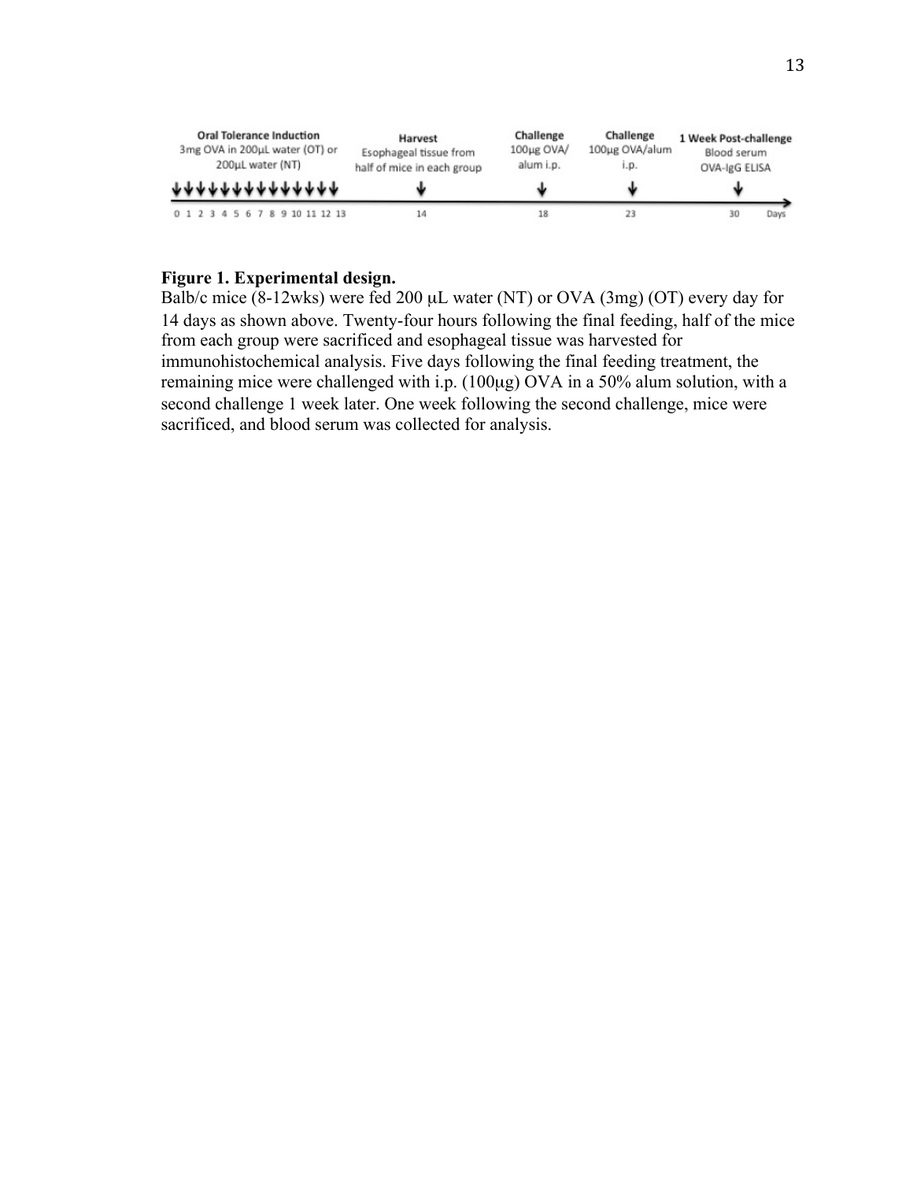**Oral Tolerance Induction**
3mg OVA in 200µL water (OT) or 200µL water (NT)

**Harvest**
Esophageal tissue from half of mice in each group

**Challenge**
100µg OVA/ alum i.p.

**Challenge**
100µg OVA/alum i.p.

**1 Week Post-challenge**
Blood serum OVA-IgG ELISA

0 1 2 3 4 5 6 7 8 9 10 11 12 13 — 14 — 18 — 23 — 30 Days

**Figure 1. Experimental design.**
Balb/c mice (8-12wks) were fed 200 µL water (NT) or OVA (3mg) (OT) every day for 14 days as shown above. Twenty-four hours following the final feeding, half of the mice from each group were sacrificed and esophageal tissue was harvested for immunohistochemical analysis. Five days following the final feeding treatment, the remaining mice were challenged with i.p. (100µg) OVA in a 50% alum solution, with a second challenge 1 week later. One week following the second challenge, mice were sacrificed, and blood serum was collected for analysis.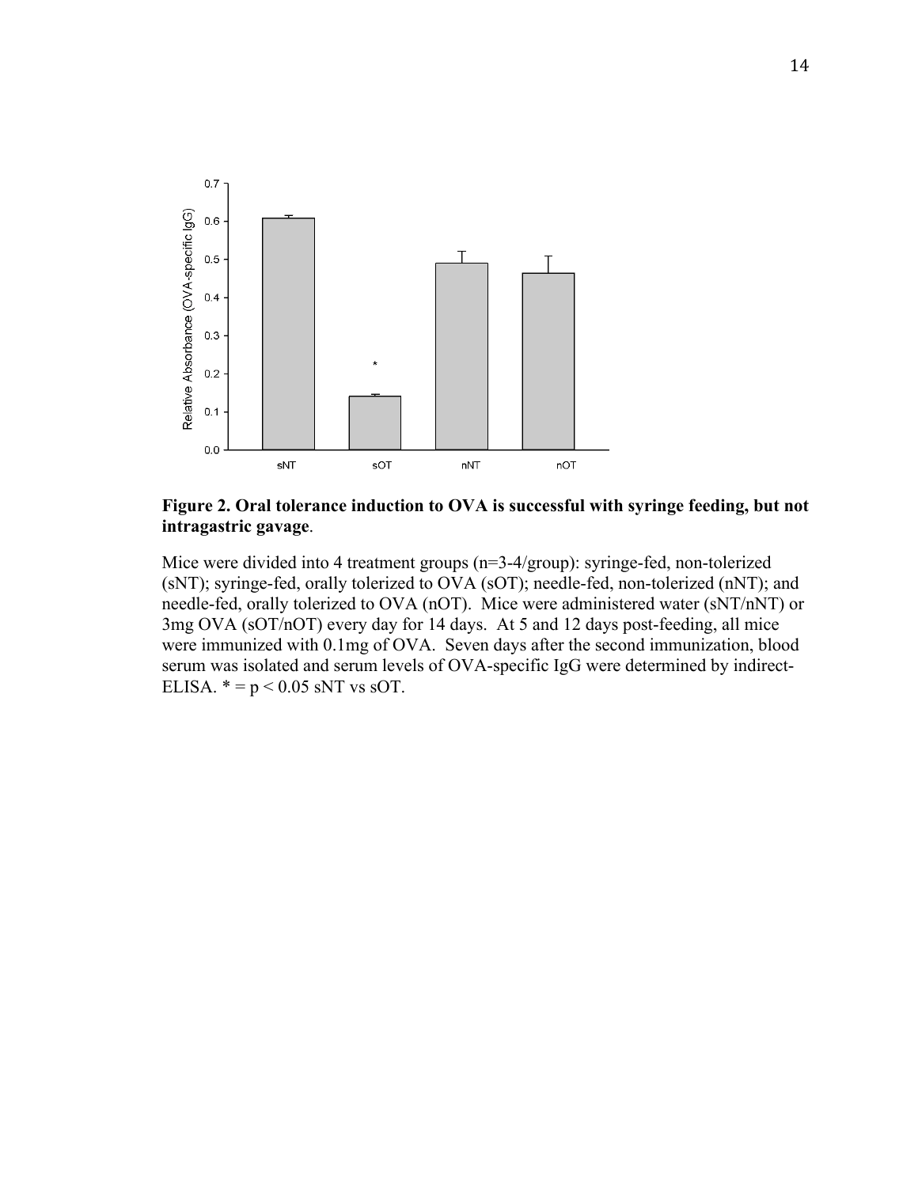**Figure 2. Oral tolerance induction to OVA is successful with syringe feeding, but not intragastric gavage**.

Mice were divided into 4 treatment groups (n=3-4/group): syringe-fed, non-tolerized (sNT); syringe-fed, orally tolerized to OVA (sOT); needle-fed, non-tolerized (nNT); and needle-fed, orally tolerized to OVA (nOT). Mice were administered water (sNT/nNT) or 3mg OVA (sOT/nOT) every day for 14 days. At 5 and 12 days post-feeding, all mice were immunized with 0.1mg of OVA. Seven days after the second immunization, blood serum was isolated and serum levels of OVA-specific IgG were determined by indirect-ELISA. * = $p < 0.05$ sNT vs sOT.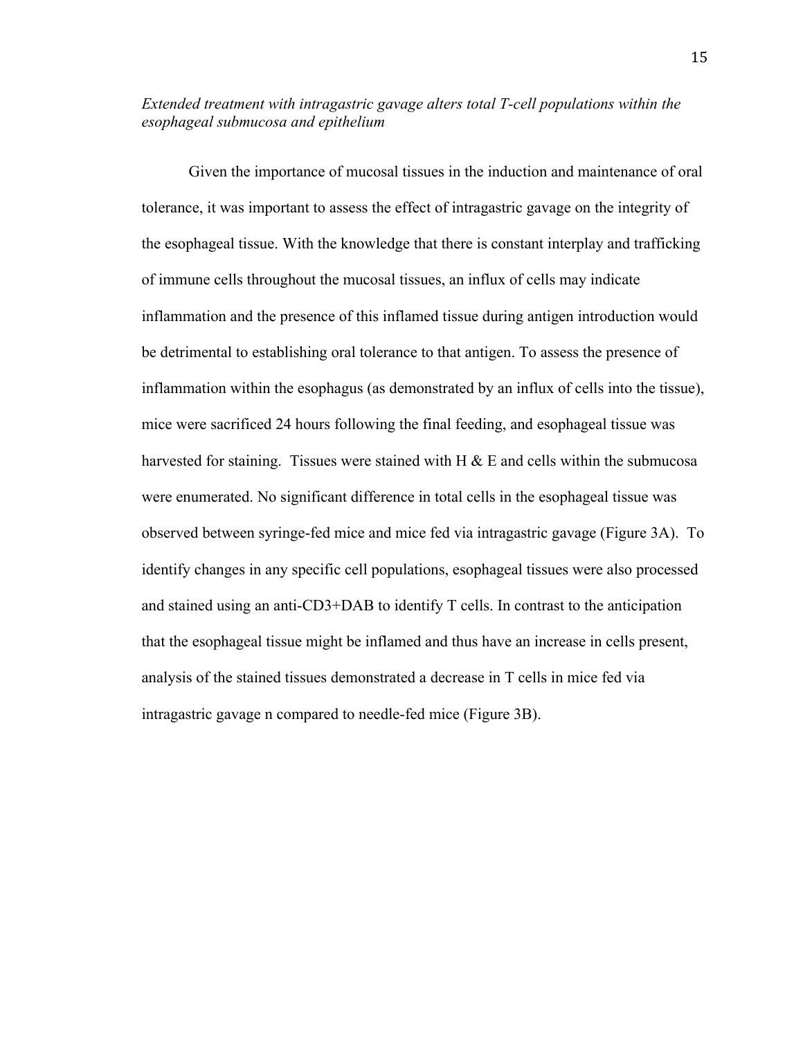*Extended treatment with intragastric gavage alters total T-cell populations within the esophageal submucosa and epithelium*

Given the importance of mucosal tissues in the induction and maintenance of oral tolerance, it was important to assess the effect of intragastric gavage on the integrity of the esophageal tissue. With the knowledge that there is constant interplay and trafficking of immune cells throughout the mucosal tissues, an influx of cells may indicate inflammation and the presence of this inflamed tissue during antigen introduction would be detrimental to establishing oral tolerance to that antigen. To assess the presence of inflammation within the esophagus (as demonstrated by an influx of cells into the tissue), mice were sacrificed 24 hours following the final feeding, and esophageal tissue was harvested for staining. Tissues were stained with H & E and cells within the submucosa were enumerated. No significant difference in total cells in the esophageal tissue was observed between syringe-fed mice and mice fed via intragastric gavage (Figure 3A). To identify changes in any specific cell populations, esophageal tissues were also processed and stained using an anti-CD3+DAB to identify T cells. In contrast to the anticipation that the esophageal tissue might be inflamed and thus have an increase in cells present, analysis of the stained tissues demonstrated a decrease in T cells in mice fed via intragastric gavage n compared to needle-fed mice (Figure 3B).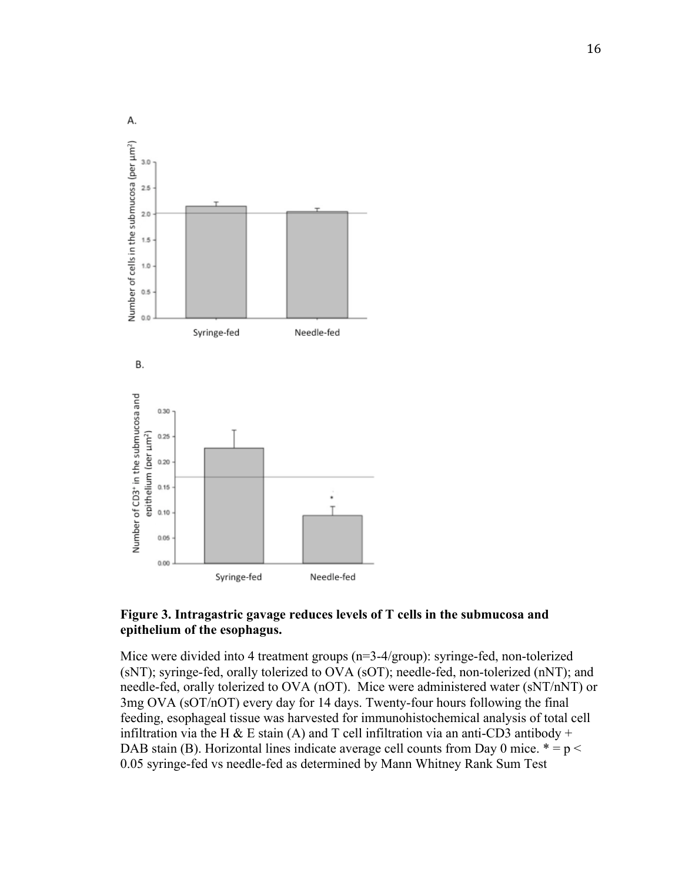**Figure 3. Intragastric gavage reduces levels of T cells in the submucosa and epithelium of the esophagus.**

Mice were divided into 4 treatment groups (n=3-4/group): syringe-fed, non-tolerized (sNT); syringe-fed, orally tolerized to OVA (sOT); needle-fed, non-tolerized (nNT); and needle-fed, orally tolerized to OVA (nOT). Mice were administered water (sNT/nNT) or 3mg OVA (sOT/nOT) every day for 14 days. Twenty-four hours following the final feeding, esophageal tissue was harvested for immunohistochemical analysis of total cell infiltration via the H & E stain (A) and T cell infiltration via an anti-CD3 antibody + DAB stain (B). Horizontal lines indicate average cell counts from Day 0 mice. * = $p < 0.05$ syringe-fed vs needle-fed as determined by Mann Whitney Rank Sum Test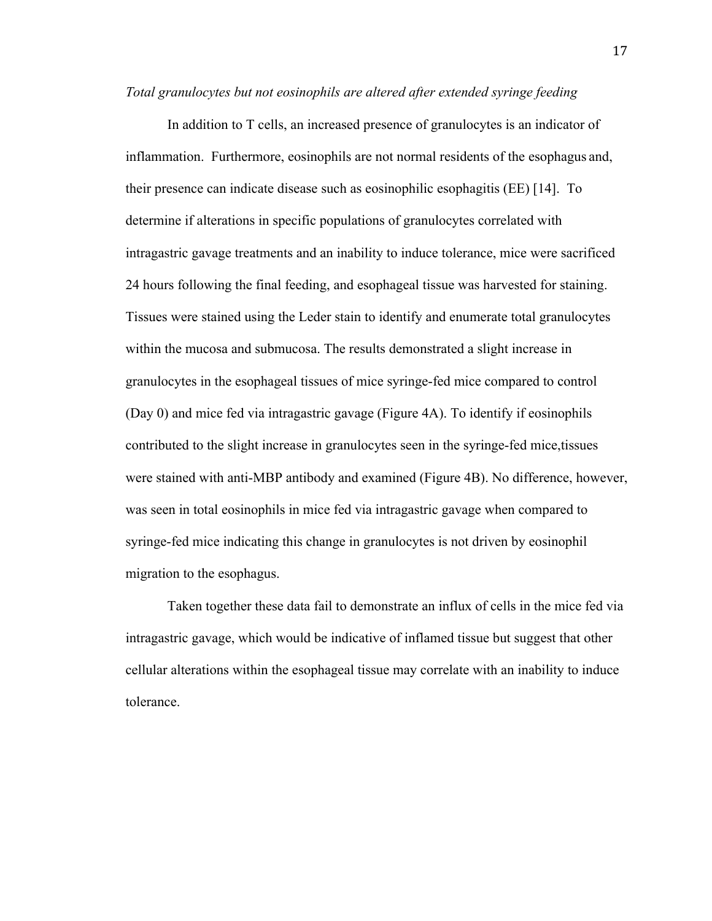*Total granulocytes but not eosinophils are altered after extended syringe feeding*

In addition to T cells, an increased presence of granulocytes is an indicator of inflammation. Furthermore, eosinophils are not normal residents of the esophagus and, their presence can indicate disease such as eosinophilic esophagitis (EE) [14]. To determine if alterations in specific populations of granulocytes correlated with intragastric gavage treatments and an inability to induce tolerance, mice were sacrificed 24 hours following the final feeding, and esophageal tissue was harvested for staining. Tissues were stained using the Leder stain to identify and enumerate total granulocytes within the mucosa and submucosa. The results demonstrated a slight increase in granulocytes in the esophageal tissues of mice syringe-fed mice compared to control (Day 0) and mice fed via intragastric gavage (Figure 4A). To identify if eosinophils contributed to the slight increase in granulocytes seen in the syringe-fed mice,tissues were stained with anti-MBP antibody and examined (Figure 4B). No difference, however, was seen in total eosinophils in mice fed via intragastric gavage when compared to syringe-fed mice indicating this change in granulocytes is not driven by eosinophil migration to the esophagus.

Taken together these data fail to demonstrate an influx of cells in the mice fed via intragastric gavage, which would be indicative of inflamed tissue but suggest that other cellular alterations within the esophageal tissue may correlate with an inability to induce tolerance.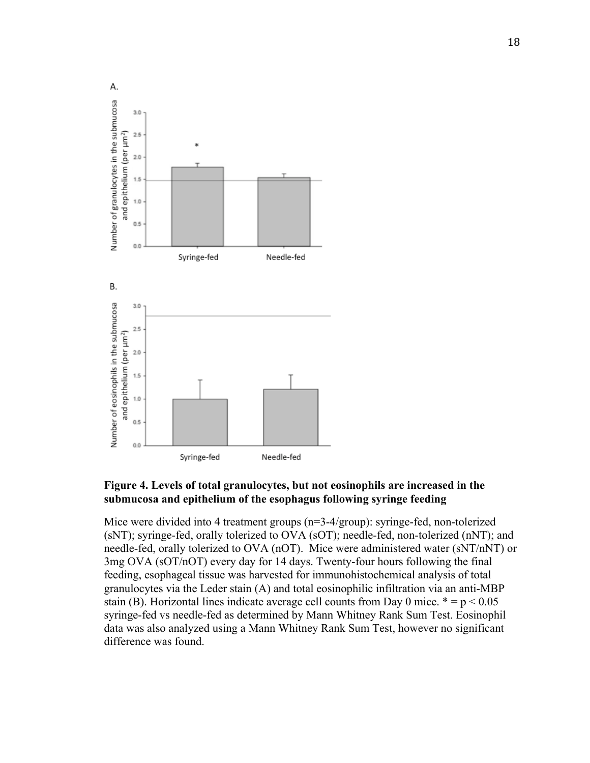**Figure 4. Levels of total granulocytes, but not eosinophils are increased in the submucosa and epithelium of the esophagus following syringe feeding**

Mice were divided into 4 treatment groups (n=3-4/group): syringe-fed, non-tolerized (sNT); syringe-fed, orally tolerized to OVA (sOT); needle-fed, non-tolerized (nNT); and needle-fed, orally tolerized to OVA (nOT). Mice were administered water (sNT/nNT) or 3mg OVA (sOT/nOT) every day for 14 days. Twenty-four hours following the final feeding, esophageal tissue was harvested for immunohistochemical analysis of total granulocytes via the Leder stain (A) and total eosinophilic infiltration via an anti-MBP stain (B). Horizontal lines indicate average cell counts from Day 0 mice. * = $p < 0.05$ syringe-fed vs needle-fed as determined by Mann Whitney Rank Sum Test. Eosinophil data was also analyzed using a Mann Whitney Rank Sum Test, however no significant difference was found.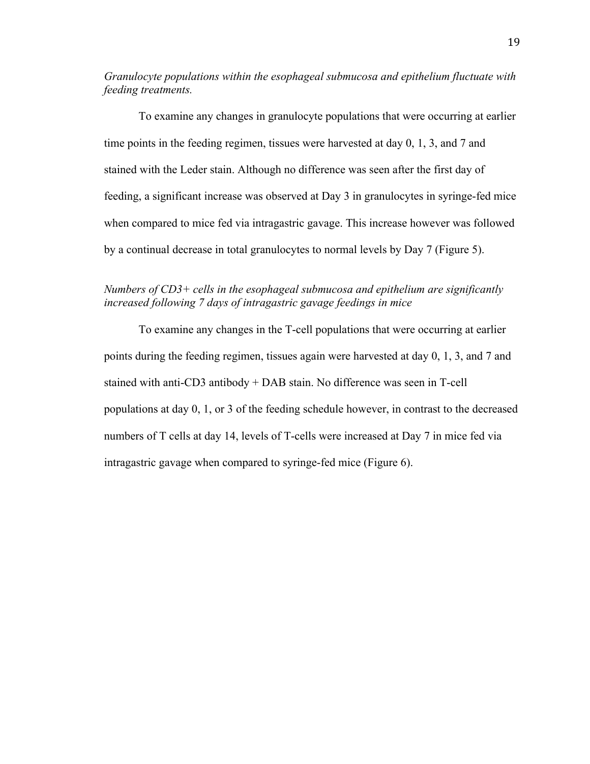*Granulocyte populations within the esophageal submucosa and epithelium fluctuate with feeding treatments.*

To examine any changes in granulocyte populations that were occurring at earlier time points in the feeding regimen, tissues were harvested at day 0, 1, 3, and 7 and stained with the Leder stain. Although no difference was seen after the first day of feeding, a significant increase was observed at Day 3 in granulocytes in syringe-fed mice when compared to mice fed via intragastric gavage. This increase however was followed by a continual decrease in total granulocytes to normal levels by Day 7 (Figure 5).

*Numbers of CD3+ cells in the esophageal submucosa and epithelium are significantly increased following 7 days of intragastric gavage feedings in mice*

To examine any changes in the T-cell populations that were occurring at earlier points during the feeding regimen, tissues again were harvested at day 0, 1, 3, and 7 and stained with anti-CD3 antibody + DAB stain. No difference was seen in T-cell populations at day 0, 1, or 3 of the feeding schedule however, in contrast to the decreased numbers of T cells at day 14, levels of T-cells were increased at Day 7 in mice fed via intragastric gavage when compared to syringe-fed mice (Figure 6).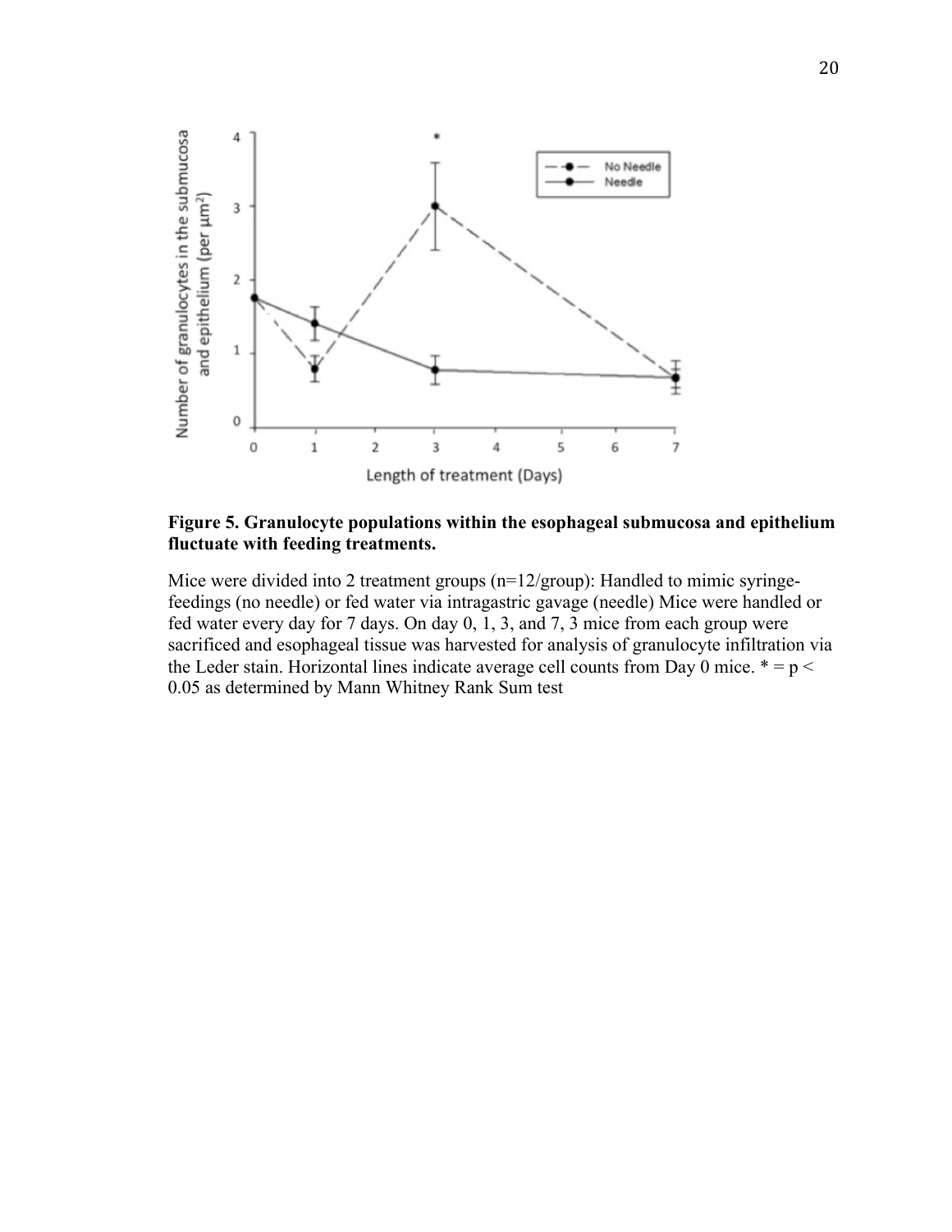**Figure 5. Granulocyte populations within the esophageal submucosa and epithelium fluctuate with feeding treatments.**

Mice were divided into 2 treatment groups (n=12/group): Handled to mimic syringe-feedings (no needle) or fed water via intragastric gavage (needle) Mice were handled or fed water every day for 7 days. On day 0, 1, 3, and 7, 3 mice from each group were sacrificed and esophageal tissue was harvested for analysis of granulocyte infiltration via the Leder stain. Horizontal lines indicate average cell counts from Day 0 mice. * = $p < 0.05$ as determined by Mann Whitney Rank Sum test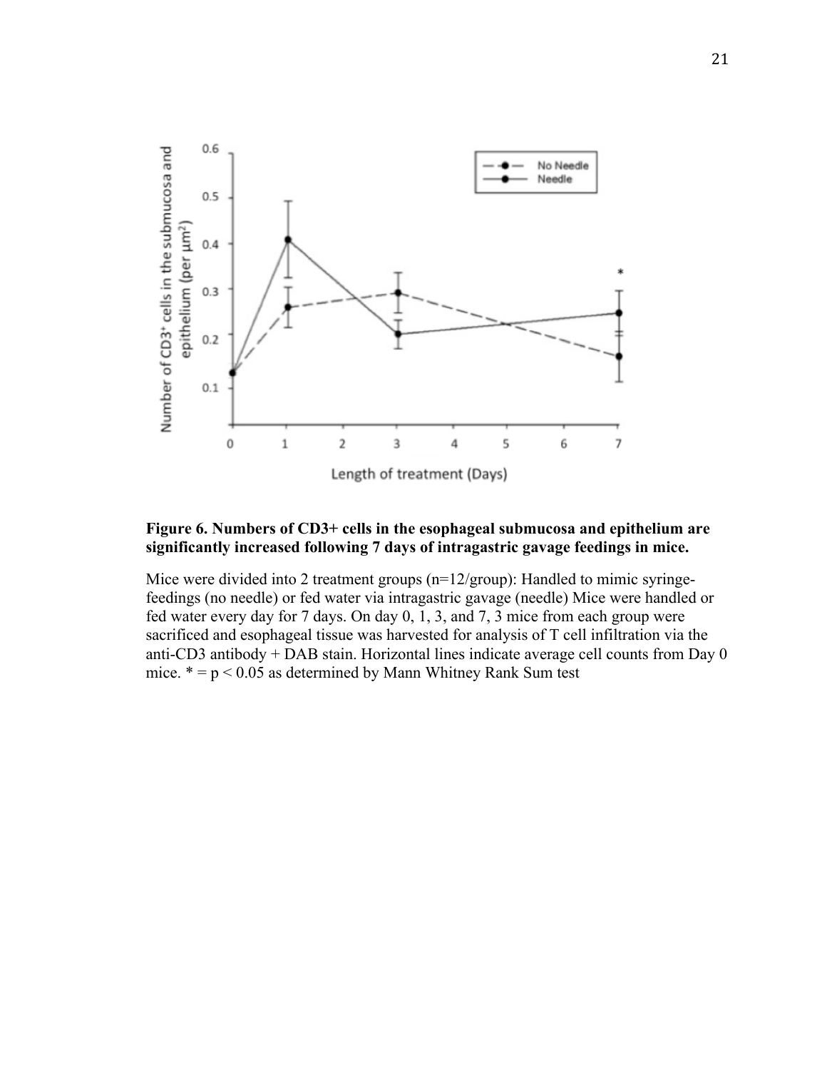**Figure 6. Numbers of CD3+ cells in the esophageal submucosa and epithelium are significantly increased following 7 days of intragastric gavage feedings in mice.**

Mice were divided into 2 treatment groups (n=12/group): Handled to mimic syringe-feedings (no needle) or fed water via intragastric gavage (needle) Mice were handled or fed water every day for 7 days. On day 0, 1, 3, and 7, 3 mice from each group were sacrificed and esophageal tissue was harvested for analysis of T cell infiltration via the anti-CD3 antibody + DAB stain. Horizontal lines indicate average cell counts from Day 0 mice. * = $p < 0.05$ as determined by Mann Whitney Rank Sum test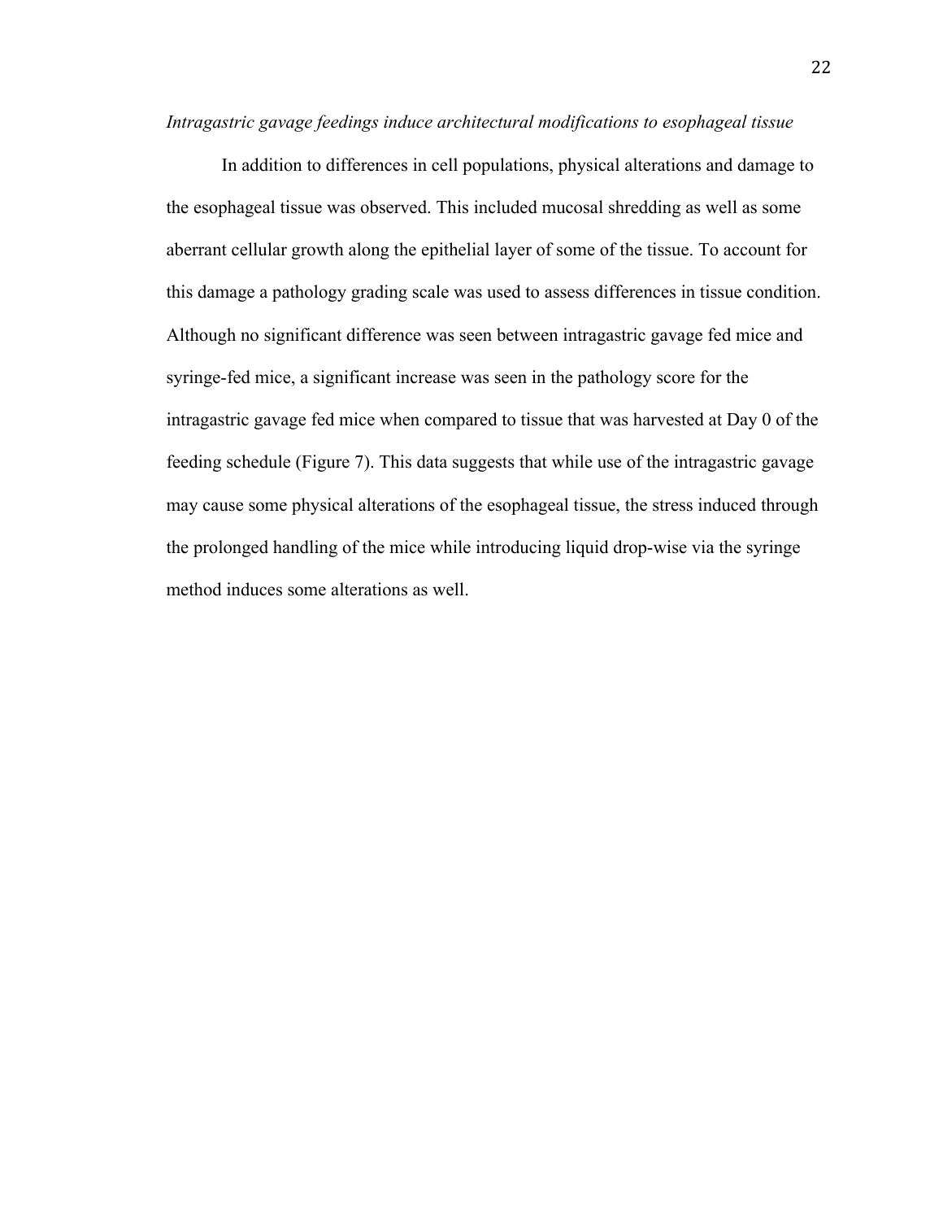*Intragastric gavage feedings induce architectural modifications to esophageal tissue*

In addition to differences in cell populations, physical alterations and damage to the esophageal tissue was observed. This included mucosal shredding as well as some aberrant cellular growth along the epithelial layer of some of the tissue. To account for this damage a pathology grading scale was used to assess differences in tissue condition. Although no significant difference was seen between intragastric gavage fed mice and syringe-fed mice, a significant increase was seen in the pathology score for the intragastric gavage fed mice when compared to tissue that was harvested at Day 0 of the feeding schedule (Figure 7). This data suggests that while use of the intragastric gavage may cause some physical alterations of the esophageal tissue, the stress induced through the prolonged handling of the mice while introducing liquid drop-wise via the syringe method induces some alterations as well.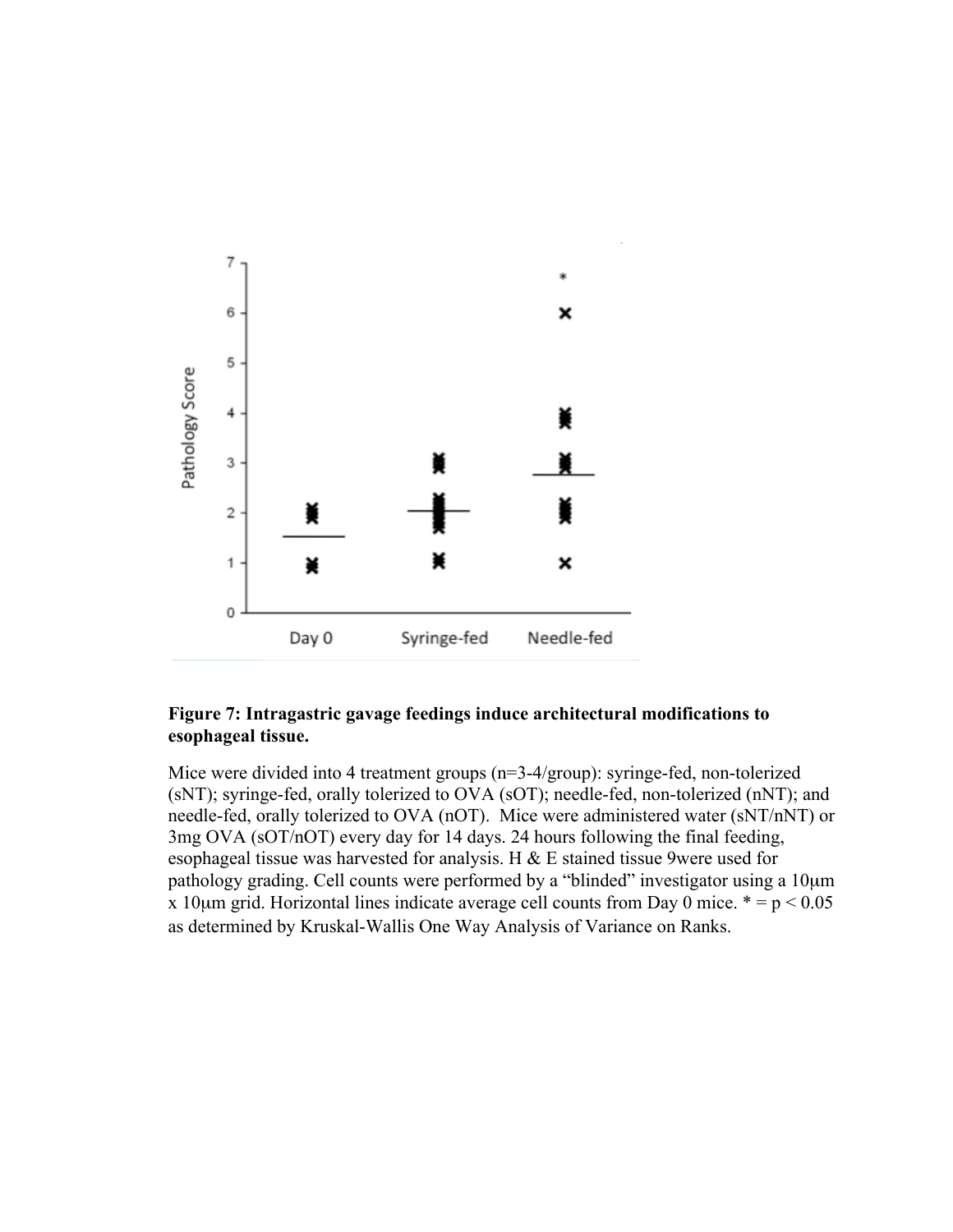**Figure 7: Intragastric gavage feedings induce architectural modifications to esophageal tissue.**

Mice were divided into 4 treatment groups (n=3-4/group): syringe-fed, non-tolerized (sNT); syringe-fed, orally tolerized to OVA (sOT); needle-fed, non-tolerized (nNT); and needle-fed, orally tolerized to OVA (nOT). Mice were administered water (sNT/nNT) or 3mg OVA (sOT/nOT) every day for 14 days. 24 hours following the final feeding, esophageal tissue was harvested for analysis. H & E stained tissue 9were used for pathology grading. Cell counts were performed by a "blinded" investigator using a 10μm x 10μm grid. Horizontal lines indicate average cell counts from Day 0 mice. * = $p < 0.05$ as determined by Kruskal-Wallis One Way Analysis of Variance on Ranks.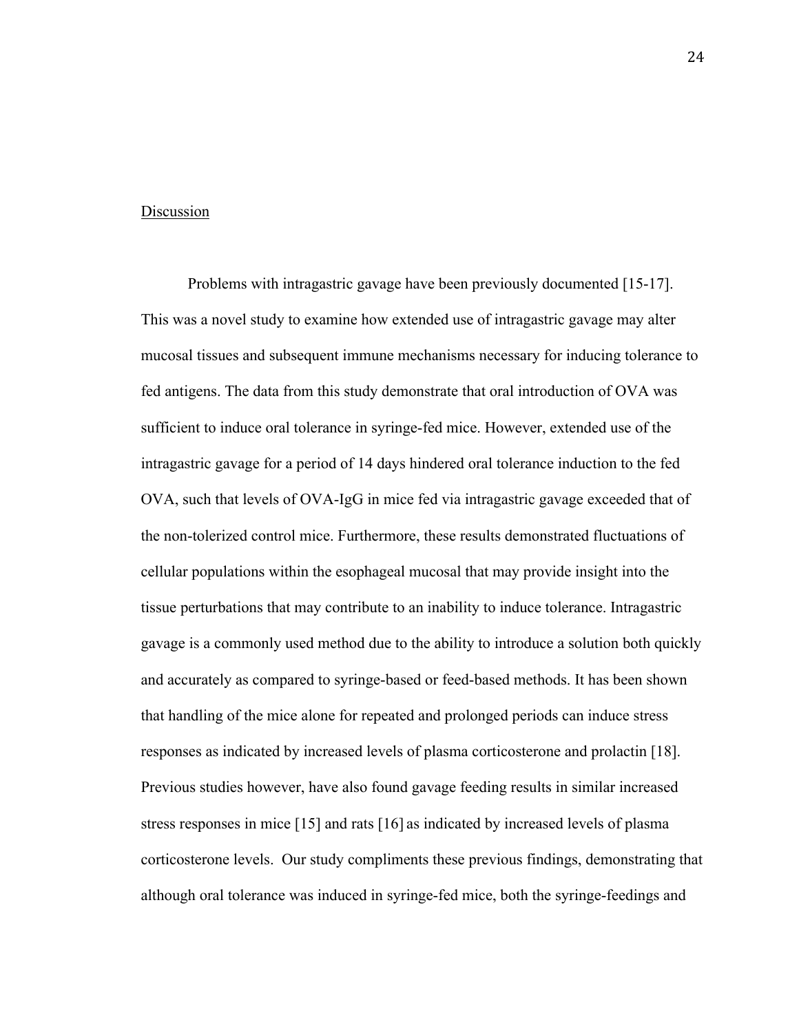## Discussion

Problems with intragastric gavage have been previously documented [15-17]. This was a novel study to examine how extended use of intragastric gavage may alter mucosal tissues and subsequent immune mechanisms necessary for inducing tolerance to fed antigens. The data from this study demonstrate that oral introduction of OVA was sufficient to induce oral tolerance in syringe-fed mice. However, extended use of the intragastric gavage for a period of 14 days hindered oral tolerance induction to the fed OVA, such that levels of OVA-IgG in mice fed via intragastric gavage exceeded that of the non-tolerized control mice. Furthermore, these results demonstrated fluctuations of cellular populations within the esophageal mucosal that may provide insight into the tissue perturbations that may contribute to an inability to induce tolerance. Intragastric gavage is a commonly used method due to the ability to introduce a solution both quickly and accurately as compared to syringe-based or feed-based methods. It has been shown that handling of the mice alone for repeated and prolonged periods can induce stress responses as indicated by increased levels of plasma corticosterone and prolactin [18]. Previous studies however, have also found gavage feeding results in similar increased stress responses in mice [15] and rats [16] as indicated by increased levels of plasma corticosterone levels. Our study compliments these previous findings, demonstrating that although oral tolerance was induced in syringe-fed mice, both the syringe-feedings and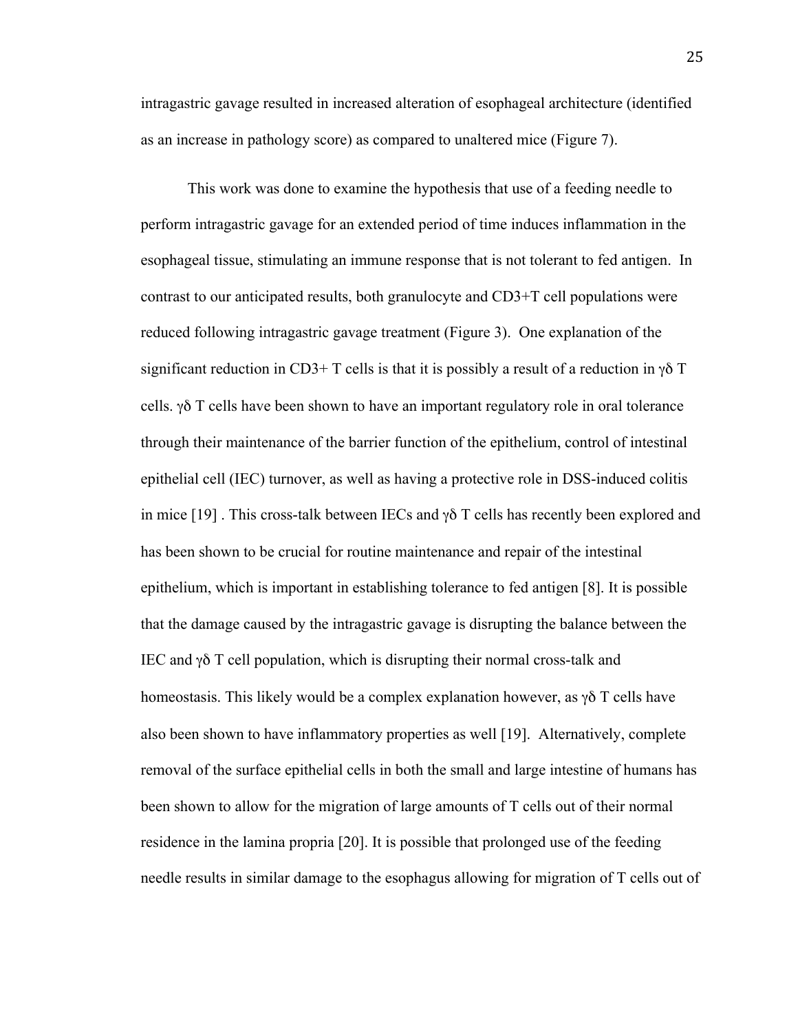intragastric gavage resulted in increased alteration of esophageal architecture (identified as an increase in pathology score) as compared to unaltered mice (Figure 7).

This work was done to examine the hypothesis that use of a feeding needle to perform intragastric gavage for an extended period of time induces inflammation in the esophageal tissue, stimulating an immune response that is not tolerant to fed antigen. In contrast to our anticipated results, both granulocyte and CD3+T cell populations were reduced following intragastric gavage treatment (Figure 3). One explanation of the significant reduction in CD3+ T cells is that it is possibly a result of a reduction in γδ T cells. γδ T cells have been shown to have an important regulatory role in oral tolerance through their maintenance of the barrier function of the epithelium, control of intestinal epithelial cell (IEC) turnover, as well as having a protective role in DSS-induced colitis in mice [19] . This cross-talk between IECs and γδ T cells has recently been explored and has been shown to be crucial for routine maintenance and repair of the intestinal epithelium, which is important in establishing tolerance to fed antigen [8]. It is possible that the damage caused by the intragastric gavage is disrupting the balance between the IEC and γδ T cell population, which is disrupting their normal cross-talk and homeostasis. This likely would be a complex explanation however, as γδ T cells have also been shown to have inflammatory properties as well [19]. Alternatively, complete removal of the surface epithelial cells in both the small and large intestine of humans has been shown to allow for the migration of large amounts of T cells out of their normal residence in the lamina propria [20]. It is possible that prolonged use of the feeding needle results in similar damage to the esophagus allowing for migration of T cells out of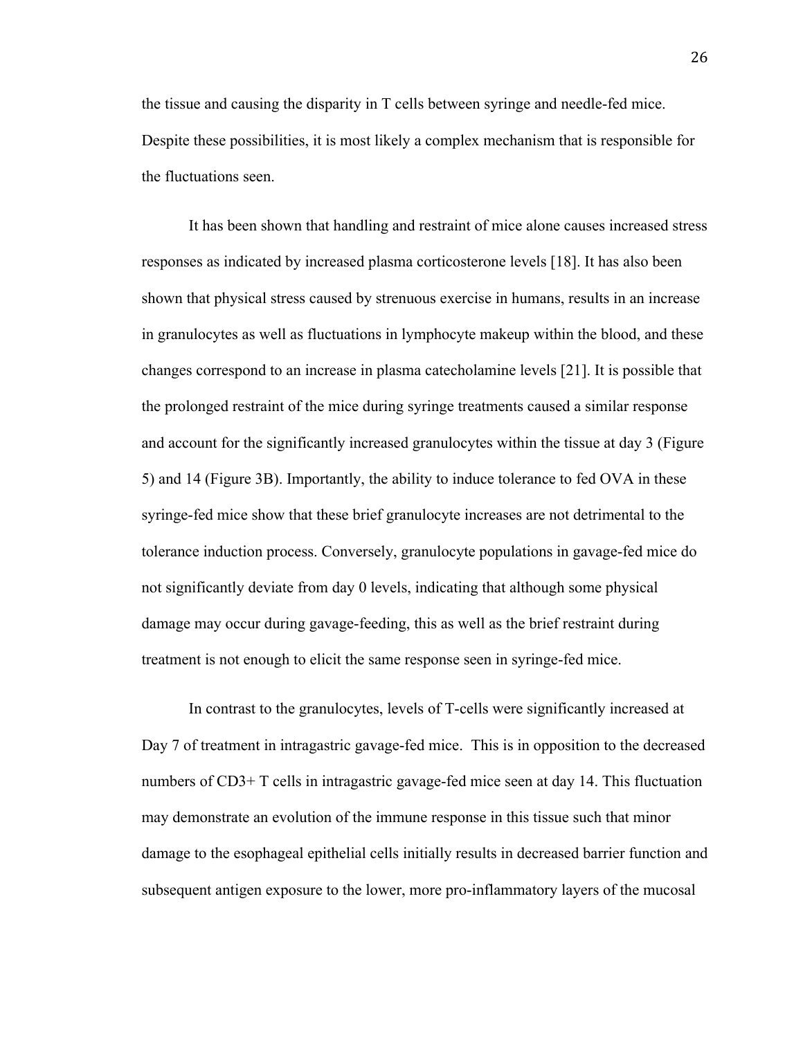the tissue and causing the disparity in T cells between syringe and needle-fed mice. Despite these possibilities, it is most likely a complex mechanism that is responsible for the fluctuations seen.

It has been shown that handling and restraint of mice alone causes increased stress responses as indicated by increased plasma corticosterone levels [18]. It has also been shown that physical stress caused by strenuous exercise in humans, results in an increase in granulocytes as well as fluctuations in lymphocyte makeup within the blood, and these changes correspond to an increase in plasma catecholamine levels [21]. It is possible that the prolonged restraint of the mice during syringe treatments caused a similar response and account for the significantly increased granulocytes within the tissue at day 3 (Figure 5) and 14 (Figure 3B). Importantly, the ability to induce tolerance to fed OVA in these syringe-fed mice show that these brief granulocyte increases are not detrimental to the tolerance induction process. Conversely, granulocyte populations in gavage-fed mice do not significantly deviate from day 0 levels, indicating that although some physical damage may occur during gavage-feeding, this as well as the brief restraint during treatment is not enough to elicit the same response seen in syringe-fed mice.

In contrast to the granulocytes, levels of T-cells were significantly increased at Day 7 of treatment in intragastric gavage-fed mice. This is in opposition to the decreased numbers of CD3+ T cells in intragastric gavage-fed mice seen at day 14. This fluctuation may demonstrate an evolution of the immune response in this tissue such that minor damage to the esophageal epithelial cells initially results in decreased barrier function and subsequent antigen exposure to the lower, more pro-inflammatory layers of the mucosal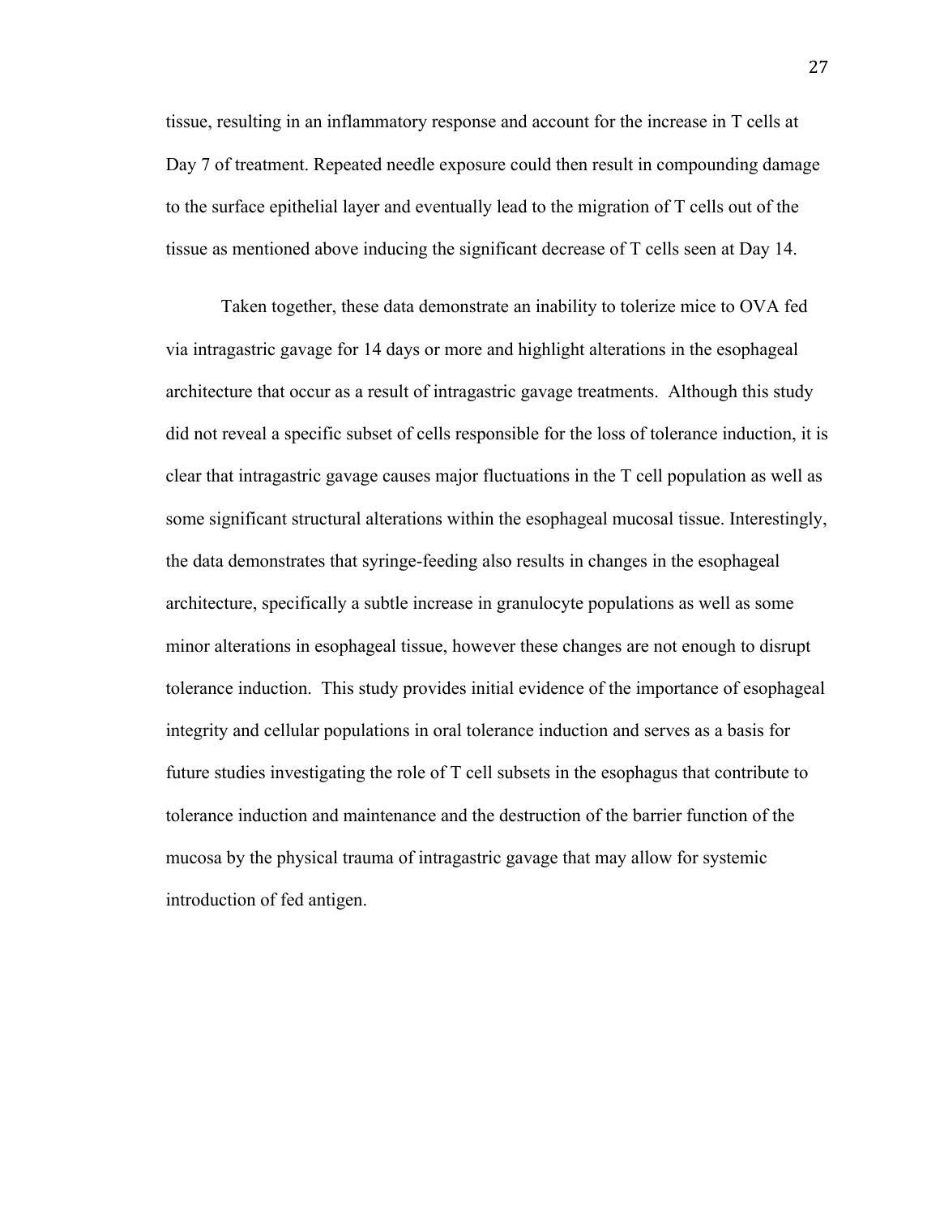tissue, resulting in an inflammatory response and account for the increase in T cells at Day 7 of treatment. Repeated needle exposure could then result in compounding damage to the surface epithelial layer and eventually lead to the migration of T cells out of the tissue as mentioned above inducing the significant decrease of T cells seen at Day 14.

Taken together, these data demonstrate an inability to tolerize mice to OVA fed via intragastric gavage for 14 days or more and highlight alterations in the esophageal architecture that occur as a result of intragastric gavage treatments. Although this study did not reveal a specific subset of cells responsible for the loss of tolerance induction, it is clear that intragastric gavage causes major fluctuations in the T cell population as well as some significant structural alterations within the esophageal mucosal tissue. Interestingly, the data demonstrates that syringe-feeding also results in changes in the esophageal architecture, specifically a subtle increase in granulocyte populations as well as some minor alterations in esophageal tissue, however these changes are not enough to disrupt tolerance induction. This study provides initial evidence of the importance of esophageal integrity and cellular populations in oral tolerance induction and serves as a basis for future studies investigating the role of T cell subsets in the esophagus that contribute to tolerance induction and maintenance and the destruction of the barrier function of the mucosa by the physical trauma of intragastric gavage that may allow for systemic introduction of fed antigen.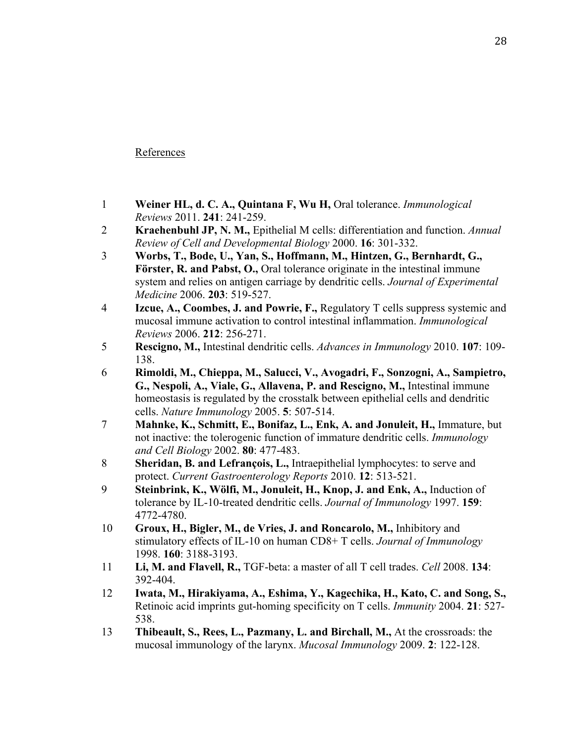References

1. **Weiner HL, d. C. A., Quintana F, Wu H,** Oral tolerance. *Immunological Reviews* 2011. **241**: 241-259.
2. **Kraehenbuhl JP, N. M.,** Epithelial M cells: differentiation and function. *Annual Review of Cell and Developmental Biology* 2000. **16**: 301-332.
3. **Worbs, T., Bode, U., Yan, S., Hoffmann, M., Hintzen, G., Bernhardt, G., Förster, R. and Pabst, O.,** Oral tolerance originate in the intestinal immune system and relies on antigen carriage by dendritic cells. *Journal of Experimental Medicine* 2006. **203**: 519-527.
4. **Izcue, A., Coombes, J. and Powrie, F.,** Regulatory T cells suppress systemic and mucosal immune activation to control intestinal inflammation. *Immunological Reviews* 2006. **212**: 256-271.
5. **Rescigno, M.,** Intestinal dendritic cells. *Advances in Immunology* 2010. **107**: 109-138.
6. **Rimoldi, M., Chieppa, M., Salucci, V., Avogadri, F., Sonzogni, A., Sampietro, G., Nespoli, A., Viale, G., Allavena, P. and Rescigno, M.,** Intestinal immune homeostasis is regulated by the crosstalk between epithelial cells and dendritic cells. *Nature Immunology* 2005. **5**: 507-514.
7. **Mahnke, K., Schmitt, E., Bonifaz, L., Enk, A. and Jonuleit, H.,** Immature, but not inactive: the tolerogenic function of immature dendritic cells. *Immunology and Cell Biology* 2002. **80**: 477-483.
8. **Sheridan, B. and Lefrançois, L.,** Intraepithelial lymphocytes: to serve and protect. *Current Gastroenterology Reports* 2010. **12**: 513-521.
9. **Steinbrink, K., Wölfi, M., Jonuleit, H., Knop, J. and Enk, A.,** Induction of tolerance by IL-10-treated dendritic cells. *Journal of Immunology* 1997. **159**: 4772-4780.
10. **Groux, H., Bigler, M., de Vries, J. and Roncarolo, M.,** Inhibitory and stimulatory effects of IL-10 on human CD8+ T cells. *Journal of Immunology* 1998. **160**: 3188-3193.
11. **Li, M. and Flavell, R.,** TGF-beta: a master of all T cell trades. *Cell* 2008. **134**: 392-404.
12. **Iwata, M., Hirakiyama, A., Eshima, Y., Kagechika, H., Kato, C. and Song, S.,** Retinoic acid imprints gut-homing specificity on T cells. *Immunity* 2004. **21**: 527-538.
13. **Thibeault, S., Rees, L., Pazmany, L. and Birchall, M.,** At the crossroads: the mucosal immunology of the larynx. *Mucosal Immunology* 2009. **2**: 122-128.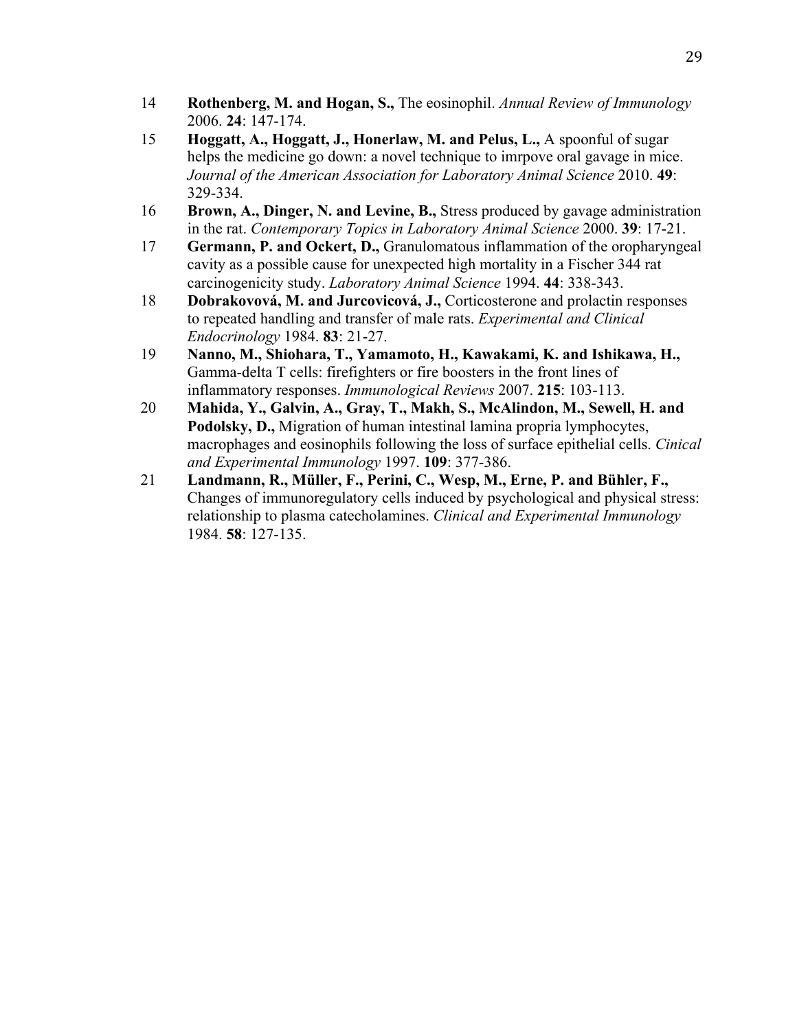14 **Rothenberg, M. and Hogan, S.,** The eosinophil. *Annual Review of Immunology* 2006. **24**: 147-174.

15 **Hoggatt, A., Hoggatt, J., Honerlaw, M. and Pelus, L.,** A spoonful of sugar helps the medicine go down: a novel technique to imrpove oral gavage in mice. *Journal of the American Association for Laboratory Animal Science* 2010. **49**: 329-334.

16 **Brown, A., Dinger, N. and Levine, B.,** Stress produced by gavage administration in the rat. *Contemporary Topics in Laboratory Animal Science* 2000. **39**: 17-21.

17 **Germann, P. and Ockert, D.,** Granulomatous inflammation of the oropharyngeal cavity as a possible cause for unexpected high mortality in a Fischer 344 rat carcinogenicity study. *Laboratory Animal Science* 1994. **44**: 338-343.

18 **Dobrakovová, M. and Jurcovicová, J.,** Corticosterone and prolactin responses to repeated handling and transfer of male rats. *Experimental and Clinical Endocrinology* 1984. **83**: 21-27.

19 **Nanno, M., Shiohara, T., Yamamoto, H., Kawakami, K. and Ishikawa, H.,** Gamma-delta T cells: firefighters or fire boosters in the front lines of inflammatory responses. *Immunological Reviews* 2007. **215**: 103-113.

20 **Mahida, Y., Galvin, A., Gray, T., Makh, S., McAlindon, M., Sewell, H. and Podolsky, D.,** Migration of human intestinal lamina propria lymphocytes, macrophages and eosinophils following the loss of surface epithelial cells. *Cinical and Experimental Immunology* 1997. **109**: 377-386.

21 **Landmann, R., Müller, F., Perini, C., Wesp, M., Erne, P. and Bühler, F.,** Changes of immunoregulatory cells induced by psychological and physical stress: relationship to plasma catecholamines. *Clinical and Experimental Immunology* 1984. **58**: 127-135.